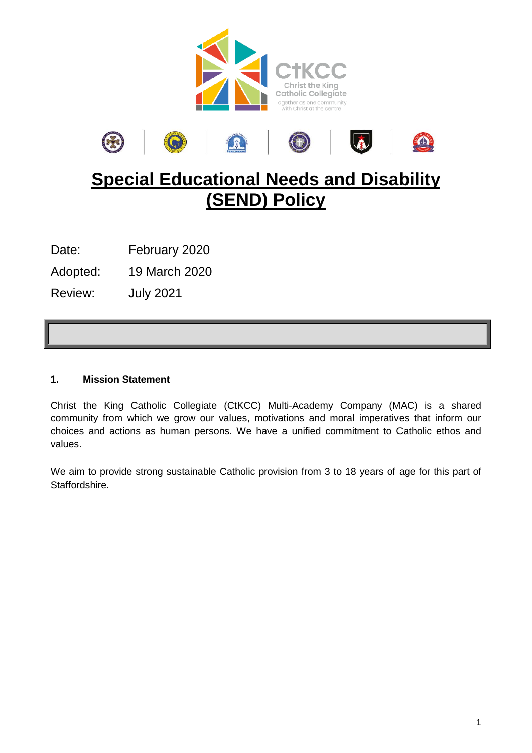# Special Educational Needs and Disability (SEND) Policy

Date: February 2020

Adopted: 19 March 2020

Review: July 2021

## 1. Mission Statement

Christ the King Catholic Collegiate (CtKCC) Multi-Academy Company (MAC) is a shared community from which we grow our values, motivations and moral imperatives that inform our choices and actions as human persons. We have a unified commitment to Catholic ethos and values.

We aim to provide strong sustainable Catholic provision from 3 to 18 years of age for this part of Staffordshire.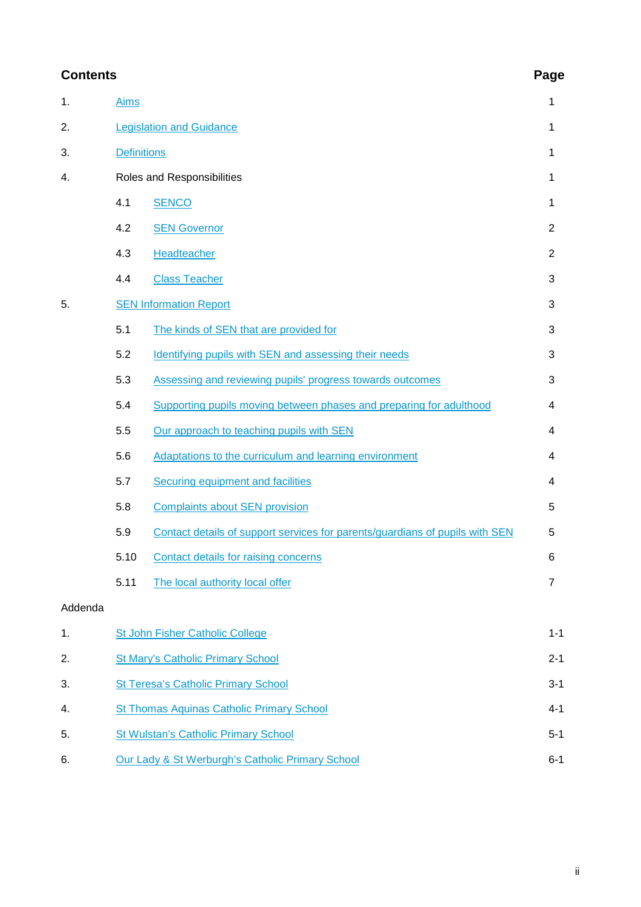## Contents

| | | Page |
|---|---|---|
| 1. | Aims | 1 |
| 2. | Legislation and Guidance | 1 |
| 3. | Definitions | 1 |
| 4. | Roles and Responsibilities | 1 |
| | 4.1 SENCO | 1 |
| | 4.2 SEN Governor | 2 |
| | 4.3 Headteacher | 2 |
| | 4.4 Class Teacher | 3 |
| 5. | SEN Information Report | 3 |
| | 5.1 The kinds of SEN that are provided for | 3 |
| | 5.2 Identifying pupils with SEN and assessing their needs | 3 |
| | 5.3 Assessing and reviewing pupils' progress towards outcomes | 3 |
| | 5.4 Supporting pupils moving between phases and preparing for adulthood | 4 |
| | 5.5 Our approach to teaching pupils with SEN | 4 |
| | 5.6 Adaptations to the curriculum and learning environment | 4 |
| | 5.7 Securing equipment and facilities | 4 |
| | 5.8 Complaints about SEN provision | 5 |
| | 5.9 Contact details of support services for parents/guardians of pupils with SEN | 5 |
| | 5.10 Contact details for raising concerns | 6 |
| | 5.11 The local authority local offer | 7 |
| Addenda | | |
| 1. | St John Fisher Catholic College | 1-1 |
| 2. | St Mary's Catholic Primary School | 2-1 |
| 3. | St Teresa's Catholic Primary School | 3-1 |
| 4. | St Thomas Aquinas Catholic Primary School | 4-1 |
| 5. | St Wulstan's Catholic Primary School | 5-1 |
| 6. | Our Lady & St Werburgh's Catholic Primary School | 6-1 |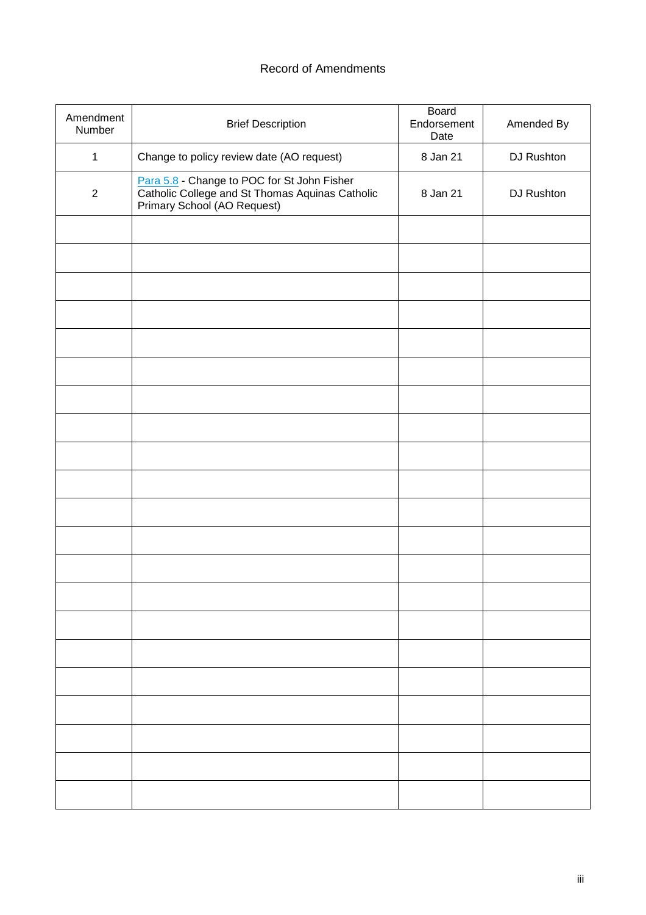# Record of Amendments

| Amendment Number | Brief Description | Board Endorsement Date | Amended By |
|---|---|---|---|
| 1 | Change to policy review date (AO request) | 8 Jan 21 | DJ Rushton |
| 2 | Para 5.8 - Change to POC for St John Fisher Catholic College and St Thomas Aquinas Catholic Primary School (AO Request) | 8 Jan 21 | DJ Rushton |
| | | | |
| | | | |
| | | | |
| | | | |
| | | | |
| | | | |
| | | | |
| | | | |
| | | | |
| | | | |
| | | | |
| | | | |
| | | | |
| | | | |
| | | | |
| | | | |
| | | | |
| | | | |
| | | | |
| | | | |
| | | | |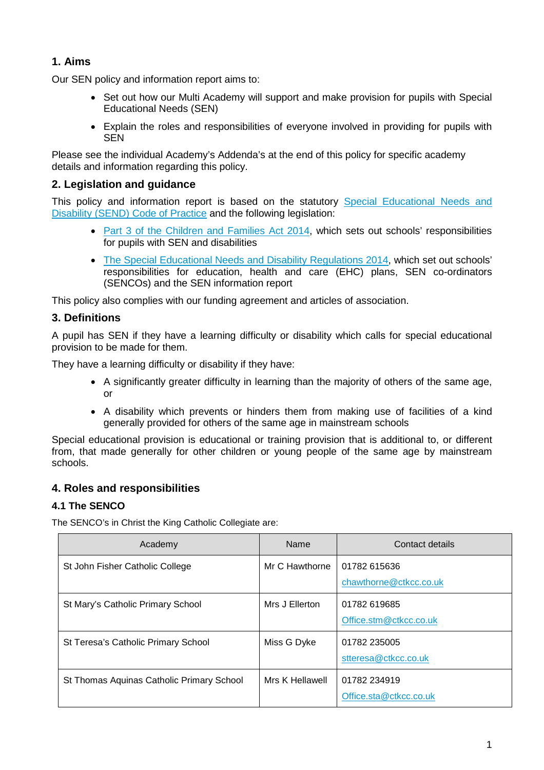## 1. Aims

Our SEN policy and information report aims to:

- Set out how our Multi Academy will support and make provision for pupils with Special Educational Needs (SEN)
- Explain the roles and responsibilities of everyone involved in providing for pupils with SEN

Please see the individual Academy's Addenda's at the end of this policy for specific academy details and information regarding this policy.

## 2. Legislation and guidance

This policy and information report is based on the statutory [Special Educational Needs and Disability (SEND) Code of Practice]() and the following legislation:

- [Part 3 of the Children and Families Act 2014](), which sets out schools' responsibilities for pupils with SEN and disabilities
- [The Special Educational Needs and Disability Regulations 2014](), which set out schools' responsibilities for education, health and care (EHC) plans, SEN co-ordinators (SENCOs) and the SEN information report

This policy also complies with our funding agreement and articles of association.

## 3. Definitions

A pupil has SEN if they have a learning difficulty or disability which calls for special educational provision to be made for them.

They have a learning difficulty or disability if they have:

- A significantly greater difficulty in learning than the majority of others of the same age, or
- A disability which prevents or hinders them from making use of facilities of a kind generally provided for others of the same age in mainstream schools

Special educational provision is educational or training provision that is additional to, or different from, that made generally for other children or young people of the same age by mainstream schools.

## 4. Roles and responsibilities

### 4.1 The SENCO

The SENCO's in Christ the King Catholic Collegiate are:

| Academy | Name | Contact details |
|---|---|---|
| St John Fisher Catholic College | Mr C Hawthorne | 01782 615636<br>chawthorne@ctkcc.co.uk |
| St Mary's Catholic Primary School | Mrs J Ellerton | 01782 619685<br>Office.stm@ctkcc.co.uk |
| St Teresa's Catholic Primary School | Miss G Dyke | 01782 235005<br>stteresa@ctkcc.co.uk |
| St Thomas Aquinas Catholic Primary School | Mrs K Hellawell | 01782 234919<br>Office.sta@ctkcc.co.uk |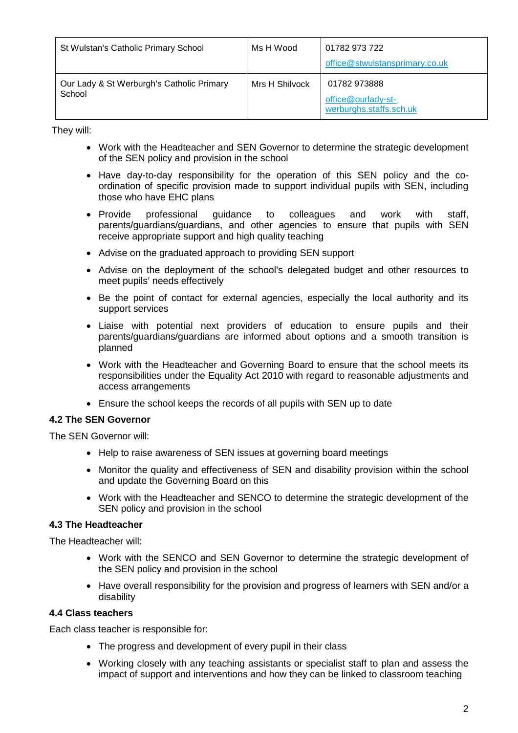| St Wulstan's Catholic Primary School | Ms H Wood | 01782 973 722<br>office@stwulstansprimary.co.uk |
|---|---|---|
| Our Lady & St Werburgh's Catholic Primary School | Mrs H Shilvock | 01782 973888<br>office@ourlady-st-werburghs.staffs.sch.uk |

They will:

- Work with the Headteacher and SEN Governor to determine the strategic development of the SEN policy and provision in the school
- Have day-to-day responsibility for the operation of this SEN policy and the co-ordination of specific provision made to support individual pupils with SEN, including those who have EHC plans
- Provide professional guidance to colleagues and work with staff, parents/guardians/guardians, and other agencies to ensure that pupils with SEN receive appropriate support and high quality teaching
- Advise on the graduated approach to providing SEN support
- Advise on the deployment of the school's delegated budget and other resources to meet pupils' needs effectively
- Be the point of contact for external agencies, especially the local authority and its support services
- Liaise with potential next providers of education to ensure pupils and their parents/guardians/guardians are informed about options and a smooth transition is planned
- Work with the Headteacher and Governing Board to ensure that the school meets its responsibilities under the Equality Act 2010 with regard to reasonable adjustments and access arrangements
- Ensure the school keeps the records of all pupils with SEN up to date

**4.2 The SEN Governor**

The SEN Governor will:

- Help to raise awareness of SEN issues at governing board meetings
- Monitor the quality and effectiveness of SEN and disability provision within the school and update the Governing Board on this
- Work with the Headteacher and SENCO to determine the strategic development of the SEN policy and provision in the school

**4.3 The Headteacher**

The Headteacher will:

- Work with the SENCO and SEN Governor to determine the strategic development of the SEN policy and provision in the school
- Have overall responsibility for the provision and progress of learners with SEN and/or a disability

**4.4 Class teachers**

Each class teacher is responsible for:

- The progress and development of every pupil in their class
- Working closely with any teaching assistants or specialist staff to plan and assess the impact of support and interventions and how they can be linked to classroom teaching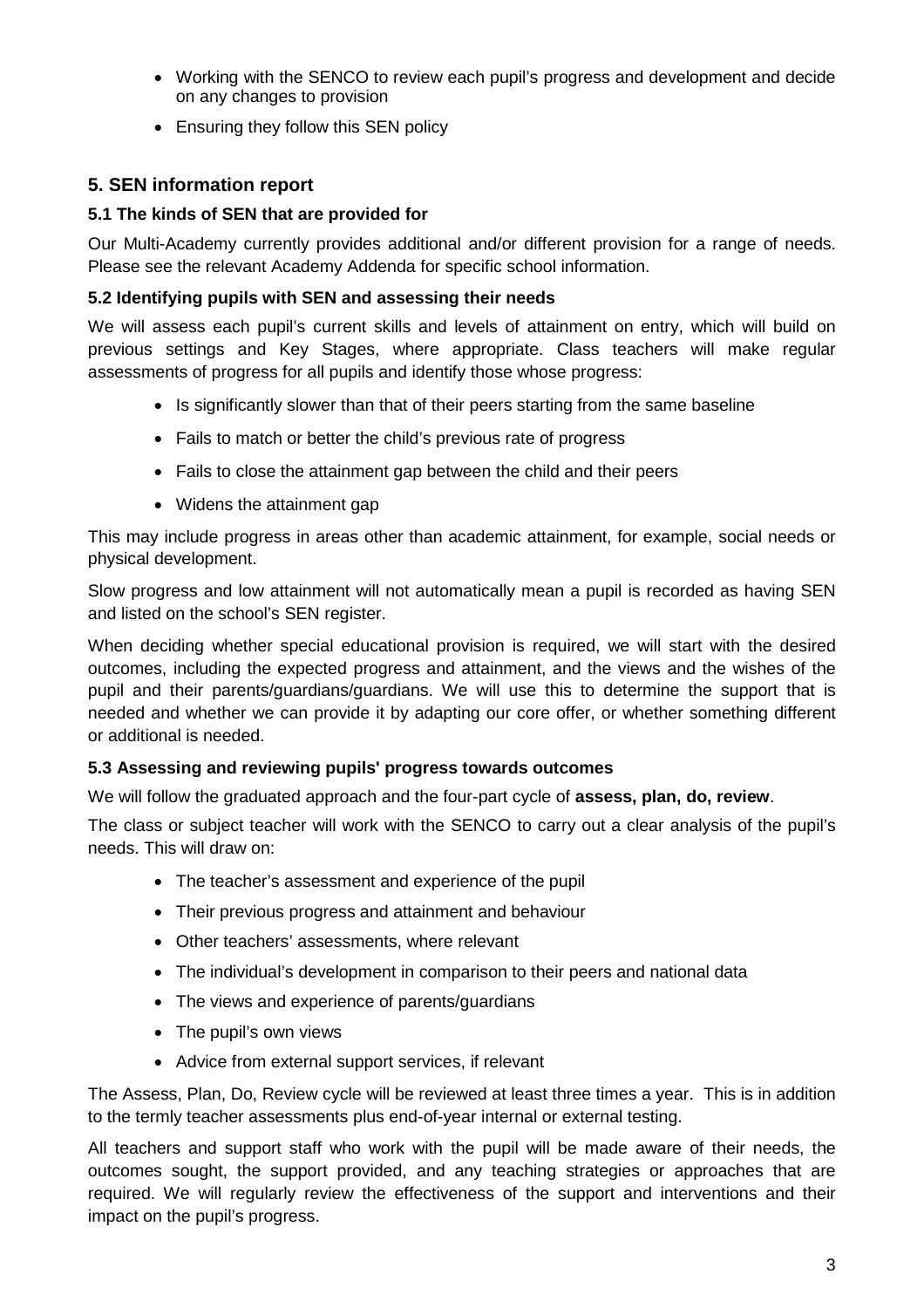- Working with the SENCO to review each pupil's progress and development and decide on any changes to provision
- Ensuring they follow this SEN policy

## 5. SEN information report

### 5.1 The kinds of SEN that are provided for

Our Multi-Academy currently provides additional and/or different provision for a range of needs. Please see the relevant Academy Addenda for specific school information.

### 5.2 Identifying pupils with SEN and assessing their needs

We will assess each pupil's current skills and levels of attainment on entry, which will build on previous settings and Key Stages, where appropriate. Class teachers will make regular assessments of progress for all pupils and identify those whose progress:

- Is significantly slower than that of their peers starting from the same baseline
- Fails to match or better the child's previous rate of progress
- Fails to close the attainment gap between the child and their peers
- Widens the attainment gap

This may include progress in areas other than academic attainment, for example, social needs or physical development.

Slow progress and low attainment will not automatically mean a pupil is recorded as having SEN and listed on the school's SEN register.

When deciding whether special educational provision is required, we will start with the desired outcomes, including the expected progress and attainment, and the views and the wishes of the pupil and their parents/guardians/guardians. We will use this to determine the support that is needed and whether we can provide it by adapting our core offer, or whether something different or additional is needed.

### 5.3 Assessing and reviewing pupils' progress towards outcomes

We will follow the graduated approach and the four-part cycle of **assess, plan, do, review**.

The class or subject teacher will work with the SENCO to carry out a clear analysis of the pupil's needs. This will draw on:

- The teacher's assessment and experience of the pupil
- Their previous progress and attainment and behaviour
- Other teachers' assessments, where relevant
- The individual's development in comparison to their peers and national data
- The views and experience of parents/guardians
- The pupil's own views
- Advice from external support services, if relevant

The Assess, Plan, Do, Review cycle will be reviewed at least three times a year. This is in addition to the termly teacher assessments plus end-of-year internal or external testing.

All teachers and support staff who work with the pupil will be made aware of their needs, the outcomes sought, the support provided, and any teaching strategies or approaches that are required. We will regularly review the effectiveness of the support and interventions and their impact on the pupil's progress.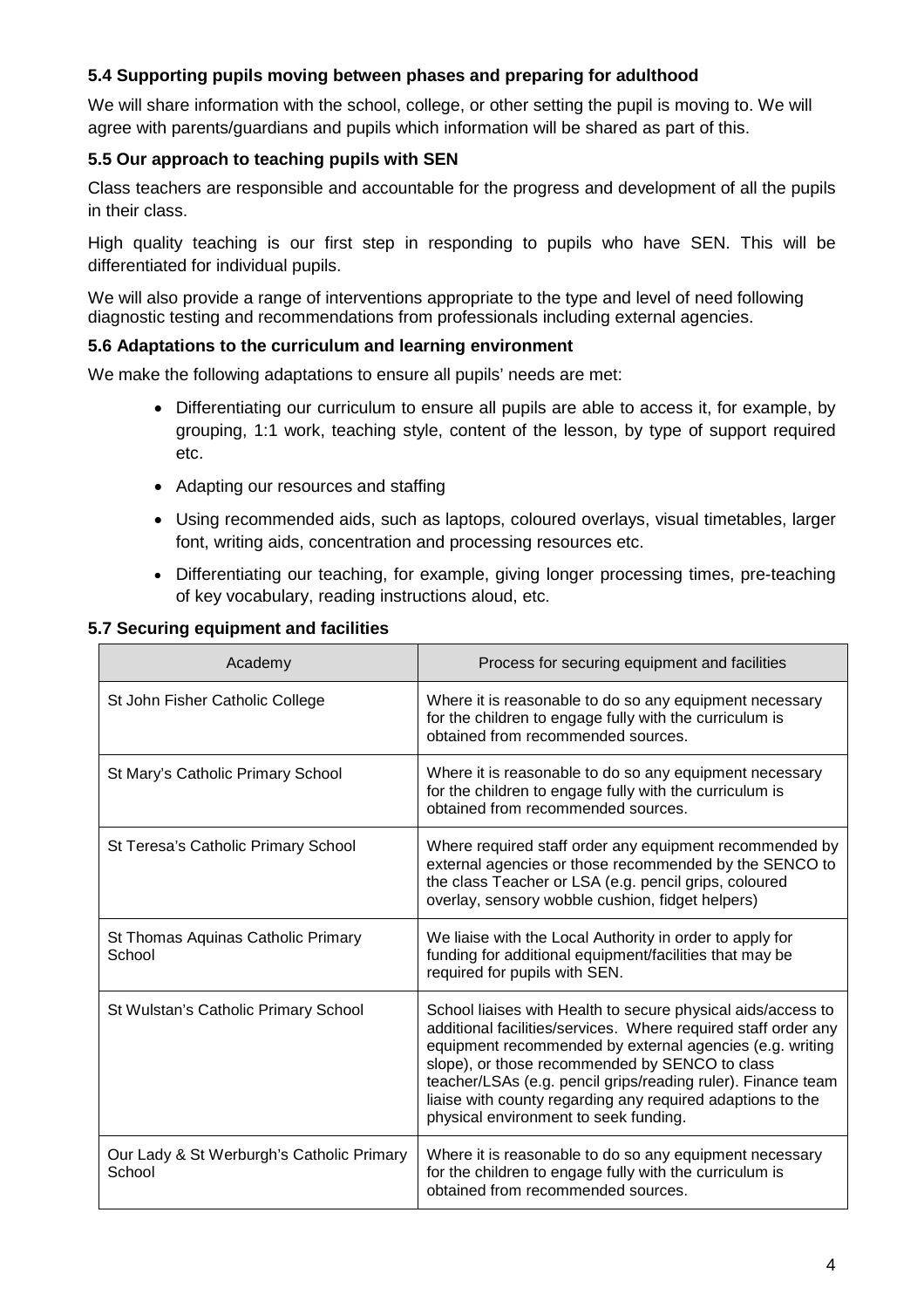### 5.4 Supporting pupils moving between phases and preparing for adulthood

We will share information with the school, college, or other setting the pupil is moving to. We will agree with parents/guardians and pupils which information will be shared as part of this.

### 5.5 Our approach to teaching pupils with SEN

Class teachers are responsible and accountable for the progress and development of all the pupils in their class.

High quality teaching is our first step in responding to pupils who have SEN. This will be differentiated for individual pupils.

We will also provide a range of interventions appropriate to the type and level of need following diagnostic testing and recommendations from professionals including external agencies.

### 5.6 Adaptations to the curriculum and learning environment

We make the following adaptations to ensure all pupils' needs are met:

- Differentiating our curriculum to ensure all pupils are able to access it, for example, by grouping, 1:1 work, teaching style, content of the lesson, by type of support required etc.
- Adapting our resources and staffing
- Using recommended aids, such as laptops, coloured overlays, visual timetables, larger font, writing aids, concentration and processing resources etc.
- Differentiating our teaching, for example, giving longer processing times, pre-teaching of key vocabulary, reading instructions aloud, etc.

### 5.7 Securing equipment and facilities

| Academy | Process for securing equipment and facilities |
|---|---|
| St John Fisher Catholic College | Where it is reasonable to do so any equipment necessary for the children to engage fully with the curriculum is obtained from recommended sources. |
| St Mary's Catholic Primary School | Where it is reasonable to do so any equipment necessary for the children to engage fully with the curriculum is obtained from recommended sources. |
| St Teresa's Catholic Primary School | Where required staff order any equipment recommended by external agencies or those recommended by the SENCO to the class Teacher or LSA (e.g. pencil grips, coloured overlay, sensory wobble cushion, fidget helpers) |
| St Thomas Aquinas Catholic Primary School | We liaise with the Local Authority in order to apply for funding for additional equipment/facilities that may be required for pupils with SEN. |
| St Wulstan's Catholic Primary School | School liaises with Health to secure physical aids/access to additional facilities/services. Where required staff order any equipment recommended by external agencies (e.g. writing slope), or those recommended by SENCO to class teacher/LSAs (e.g. pencil grips/reading ruler). Finance team liaise with county regarding any required adaptions to the physical environment to seek funding. |
| Our Lady & St Werburgh's Catholic Primary School | Where it is reasonable to do so any equipment necessary for the children to engage fully with the curriculum is obtained from recommended sources. |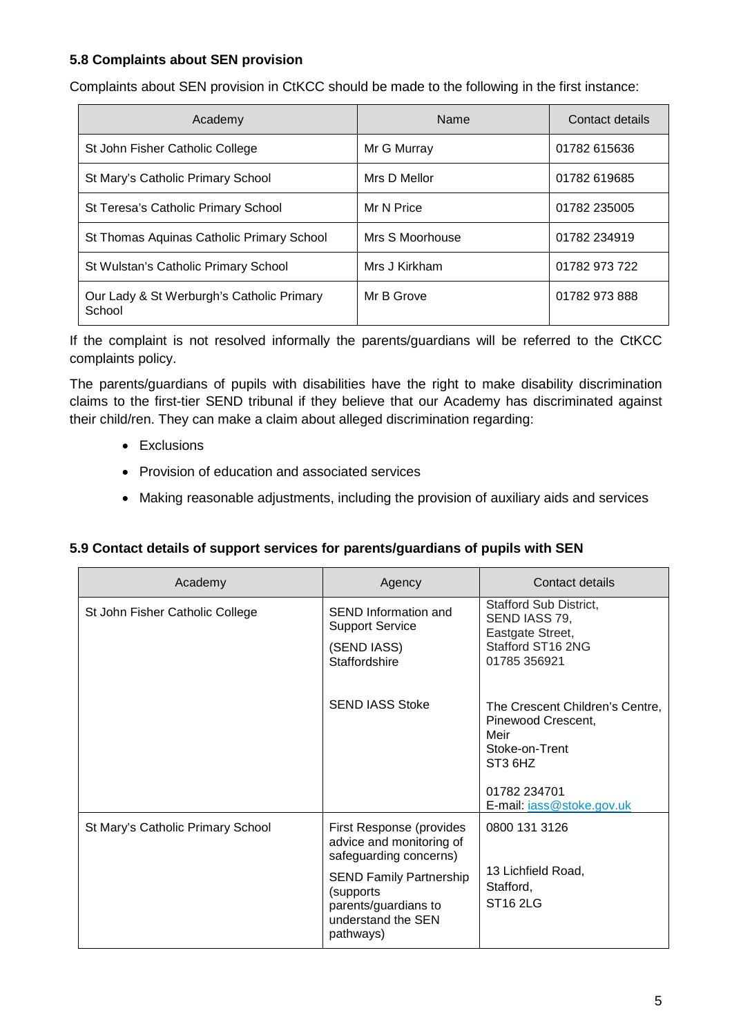**5.8 Complaints about SEN provision**

Complaints about SEN provision in CtKCC should be made to the following in the first instance:

| Academy | Name | Contact details |
| --- | --- | --- |
| St John Fisher Catholic College | Mr G Murray | 01782 615636 |
| St Mary's Catholic Primary School | Mrs D Mellor | 01782 619685 |
| St Teresa's Catholic Primary School | Mr N Price | 01782 235005 |
| St Thomas Aquinas Catholic Primary School | Mrs S Moorhouse | 01782 234919 |
| St Wulstan's Catholic Primary School | Mrs J Kirkham | 01782 973 722 |
| Our Lady & St Werburgh's Catholic Primary School | Mr B Grove | 01782 973 888 |

If the complaint is not resolved informally the parents/guardians will be referred to the CtKCC complaints policy.

The parents/guardians of pupils with disabilities have the right to make disability discrimination claims to the first-tier SEND tribunal if they believe that our Academy has discriminated against their child/ren. They can make a claim about alleged discrimination regarding:

- Exclusions
- Provision of education and associated services
- Making reasonable adjustments, including the provision of auxiliary aids and services

**5.9 Contact details of support services for parents/guardians of pupils with SEN**

| Academy | Agency | Contact details |
| --- | --- | --- |
| St John Fisher Catholic College | SEND Information and Support Service (SEND IASS) Staffordshire | Stafford Sub District, SEND IASS 79, Eastgate Street, Stafford ST16 2NG 01785 356921 |
| | SEND IASS Stoke | The Crescent Children's Centre, Pinewood Crescent, Meir Stoke-on-Trent ST3 6HZ 01782 234701 E-mail: iass@stoke.gov.uk |
| St Mary's Catholic Primary School | First Response (provides advice and monitoring of safeguarding concerns) | 0800 131 3126 |
| | SEND Family Partnership (supports parents/guardians to understand the SEN pathways) | 13 Lichfield Road, Stafford, ST16 2LG |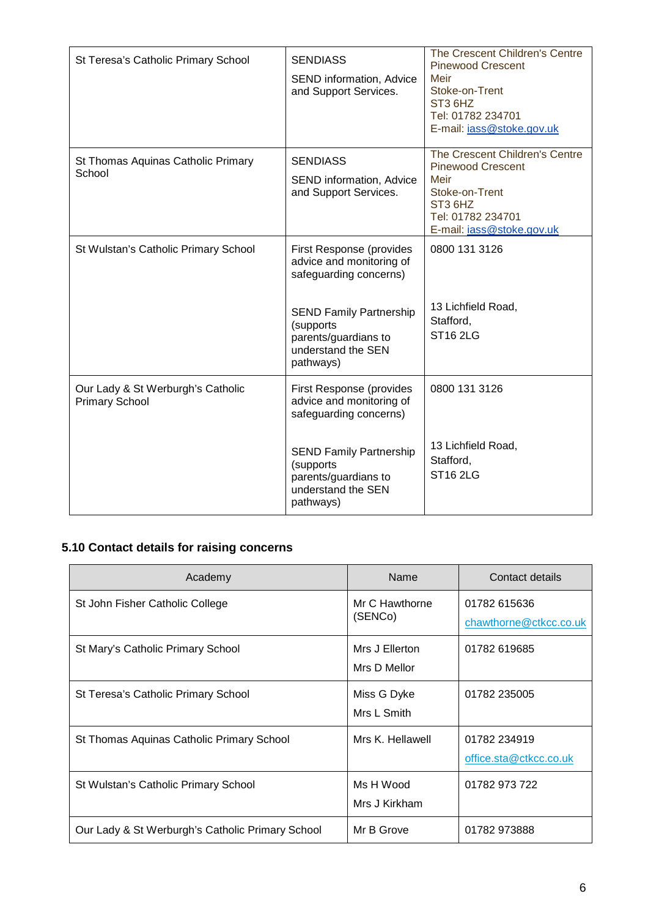| St Teresa's Catholic Primary School | SENDIASS<br><br>SEND information, Advice and Support Services. | The Crescent Children's Centre<br>Pinewood Crescent<br>Meir<br>Stoke-on-Trent<br>ST3 6HZ<br>Tel: 01782 234701<br>E-mail: iass@stoke.gov.uk |
|---|---|---|
| St Thomas Aquinas Catholic Primary School | SENDIASS<br><br>SEND information, Advice and Support Services. | The Crescent Children's Centre<br>Pinewood Crescent<br>Meir<br>Stoke-on-Trent<br>ST3 6HZ<br>Tel: 01782 234701<br>E-mail: iass@stoke.gov.uk |
| St Wulstan's Catholic Primary School | First Response (provides advice and monitoring of safeguarding concerns)<br><br>SEND Family Partnership (supports parents/guardians to understand the SEN pathways) | 0800 131 3126<br><br>13 Lichfield Road,<br>Stafford,<br>ST16 2LG |
| Our Lady & St Werburgh's Catholic Primary School | First Response (provides advice and monitoring of safeguarding concerns)<br><br>SEND Family Partnership (supports parents/guardians to understand the SEN pathways) | 0800 131 3126<br><br>13 Lichfield Road,<br>Stafford,<br>ST16 2LG |

### 5.10 Contact details for raising concerns

| Academy | Name | Contact details |
|---|---|---|
| St John Fisher Catholic College | Mr C Hawthorne (SENCo) | 01782 615636<br>chawthorne@ctkcc.co.uk |
| St Mary's Catholic Primary School | Mrs J Ellerton<br>Mrs D Mellor | 01782 619685 |
| St Teresa's Catholic Primary School | Miss G Dyke<br>Mrs L Smith | 01782 235005 |
| St Thomas Aquinas Catholic Primary School | Mrs K. Hellawell | 01782 234919<br>office.sta@ctkcc.co.uk |
| St Wulstan's Catholic Primary School | Ms H Wood<br>Mrs J Kirkham | 01782 973 722 |
| Our Lady & St Werburgh's Catholic Primary School | Mr B Grove | 01782 973888 |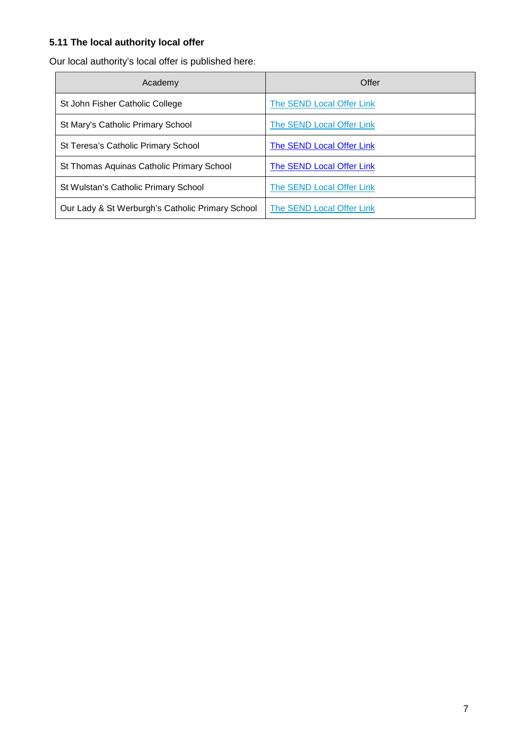#### 5.11 The local authority local offer

Our local authority's local offer is published here:

| Academy | Offer |
|---|---|
| St John Fisher Catholic College | The SEND Local Offer Link |
| St Mary's Catholic Primary School | The SEND Local Offer Link |
| St Teresa's Catholic Primary School | The SEND Local Offer Link |
| St Thomas Aquinas Catholic Primary School | The SEND Local Offer Link |
| St Wulstan's Catholic Primary School | The SEND Local Offer Link |
| Our Lady & St Werburgh's Catholic Primary School | The SEND Local Offer Link |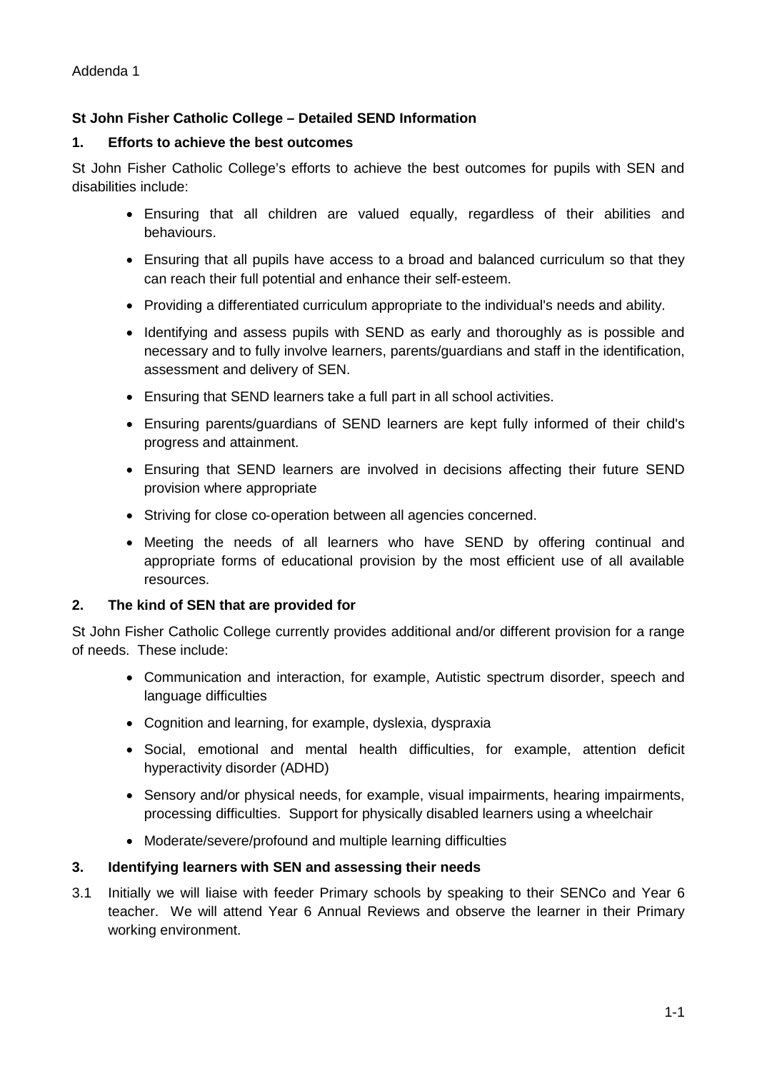Addenda 1

**St John Fisher Catholic College – Detailed SEND Information**

## 1. Efforts to achieve the best outcomes

St John Fisher Catholic College's efforts to achieve the best outcomes for pupils with SEN and disabilities include:

- Ensuring that all children are valued equally, regardless of their abilities and behaviours.
- Ensuring that all pupils have access to a broad and balanced curriculum so that they can reach their full potential and enhance their self-esteem.
- Providing a differentiated curriculum appropriate to the individual's needs and ability.
- Identifying and assess pupils with SEND as early and thoroughly as is possible and necessary and to fully involve learners, parents/guardians and staff in the identification, assessment and delivery of SEN.
- Ensuring that SEND learners take a full part in all school activities.
- Ensuring parents/guardians of SEND learners are kept fully informed of their child's progress and attainment.
- Ensuring that SEND learners are involved in decisions affecting their future SEND provision where appropriate
- Striving for close co-operation between all agencies concerned.
- Meeting the needs of all learners who have SEND by offering continual and appropriate forms of educational provision by the most efficient use of all available resources.

## 2. The kind of SEN that are provided for

St John Fisher Catholic College currently provides additional and/or different provision for a range of needs. These include:

- Communication and interaction, for example, Autistic spectrum disorder, speech and language difficulties
- Cognition and learning, for example, dyslexia, dyspraxia
- Social, emotional and mental health difficulties, for example, attention deficit hyperactivity disorder (ADHD)
- Sensory and/or physical needs, for example, visual impairments, hearing impairments, processing difficulties. Support for physically disabled learners using a wheelchair
- Moderate/severe/profound and multiple learning difficulties

## 3. Identifying learners with SEN and assessing their needs

3.1 Initially we will liaise with feeder Primary schools by speaking to their SENCo and Year 6 teacher. We will attend Year 6 Annual Reviews and observe the learner in their Primary working environment.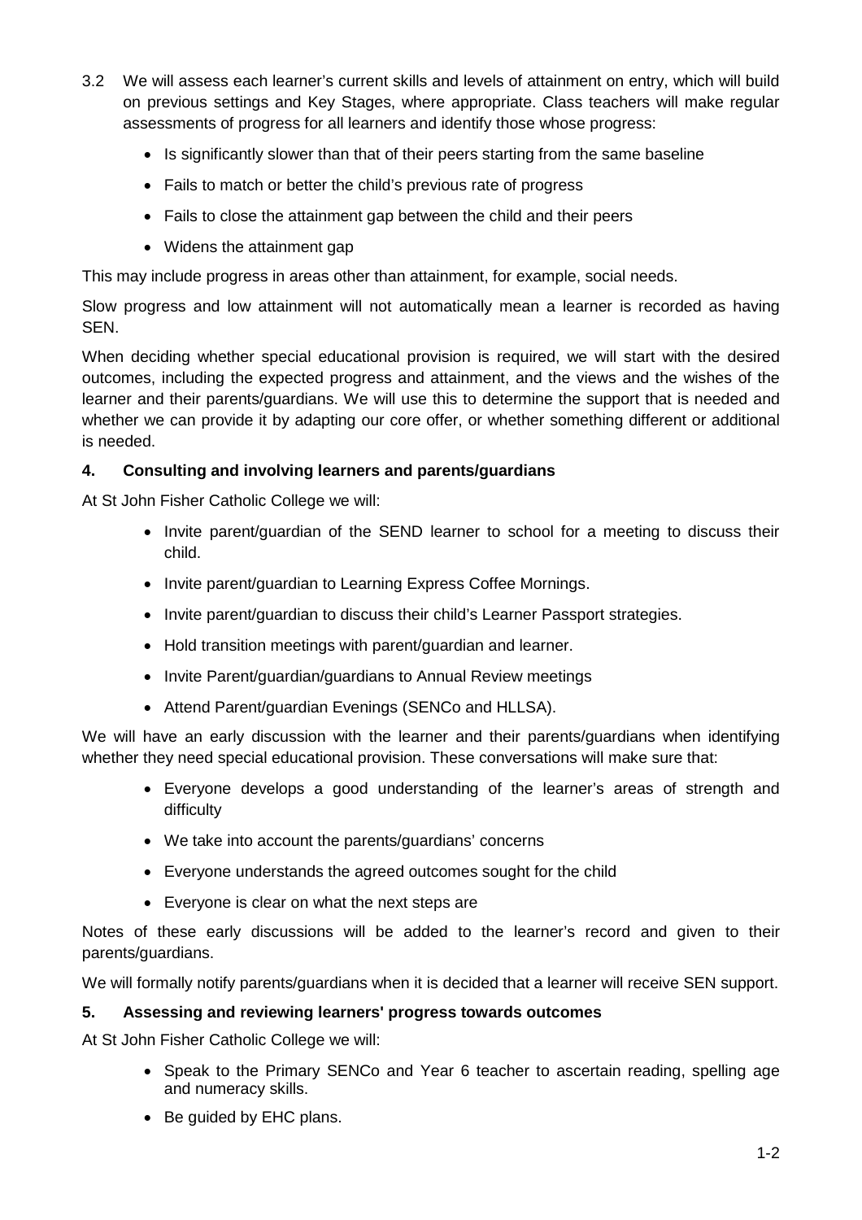3.2 We will assess each learner's current skills and levels of attainment on entry, which will build on previous settings and Key Stages, where appropriate. Class teachers will make regular assessments of progress for all learners and identify those whose progress:

- Is significantly slower than that of their peers starting from the same baseline
- Fails to match or better the child's previous rate of progress
- Fails to close the attainment gap between the child and their peers
- Widens the attainment gap

This may include progress in areas other than attainment, for example, social needs.

Slow progress and low attainment will not automatically mean a learner is recorded as having SEN.

When deciding whether special educational provision is required, we will start with the desired outcomes, including the expected progress and attainment, and the views and the wishes of the learner and their parents/guardians. We will use this to determine the support that is needed and whether we can provide it by adapting our core offer, or whether something different or additional is needed.

## 4. Consulting and involving learners and parents/guardians

At St John Fisher Catholic College we will:

- Invite parent/guardian of the SEND learner to school for a meeting to discuss their child.
- Invite parent/guardian to Learning Express Coffee Mornings.
- Invite parent/guardian to discuss their child's Learner Passport strategies.
- Hold transition meetings with parent/guardian and learner.
- Invite Parent/guardian/guardians to Annual Review meetings
- Attend Parent/guardian Evenings (SENCo and HLLSA).

We will have an early discussion with the learner and their parents/guardians when identifying whether they need special educational provision. These conversations will make sure that:

- Everyone develops a good understanding of the learner's areas of strength and difficulty
- We take into account the parents/guardians' concerns
- Everyone understands the agreed outcomes sought for the child
- Everyone is clear on what the next steps are

Notes of these early discussions will be added to the learner's record and given to their parents/guardians.

We will formally notify parents/guardians when it is decided that a learner will receive SEN support.

## 5. Assessing and reviewing learners' progress towards outcomes

At St John Fisher Catholic College we will:

- Speak to the Primary SENCo and Year 6 teacher to ascertain reading, spelling age and numeracy skills.
- Be guided by EHC plans.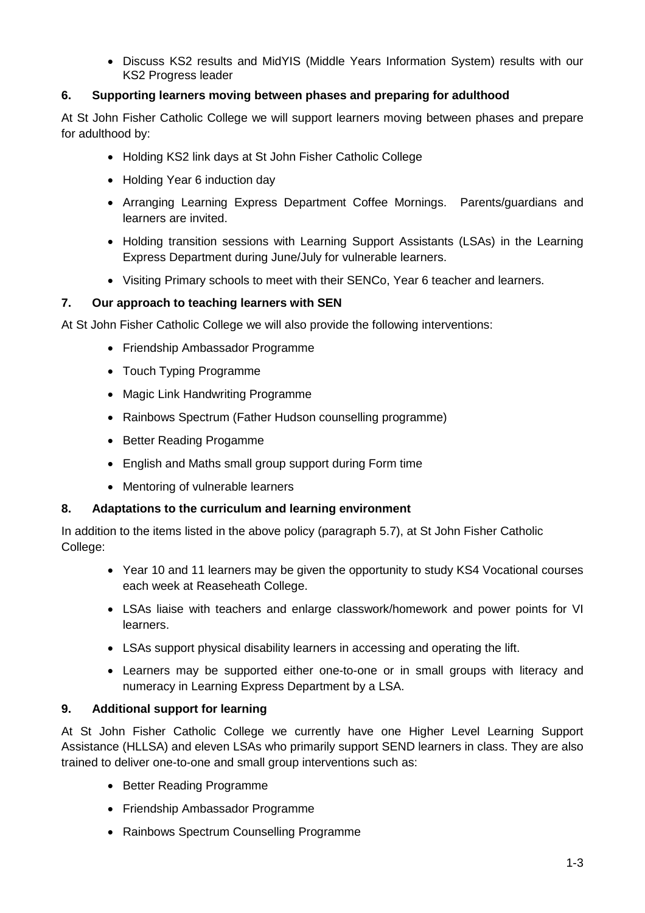- Discuss KS2 results and MidYIS (Middle Years Information System) results with our KS2 Progress leader

## 6. Supporting learners moving between phases and preparing for adulthood

At St John Fisher Catholic College we will support learners moving between phases and prepare for adulthood by:

- Holding KS2 link days at St John Fisher Catholic College
- Holding Year 6 induction day
- Arranging Learning Express Department Coffee Mornings. Parents/guardians and learners are invited.
- Holding transition sessions with Learning Support Assistants (LSAs) in the Learning Express Department during June/July for vulnerable learners.
- Visiting Primary schools to meet with their SENCo, Year 6 teacher and learners.

## 7. Our approach to teaching learners with SEN

At St John Fisher Catholic College we will also provide the following interventions:

- Friendship Ambassador Programme
- Touch Typing Programme
- Magic Link Handwriting Programme
- Rainbows Spectrum (Father Hudson counselling programme)
- Better Reading Progamme
- English and Maths small group support during Form time
- Mentoring of vulnerable learners

## 8. Adaptations to the curriculum and learning environment

In addition to the items listed in the above policy (paragraph 5.7), at St John Fisher Catholic College:

- Year 10 and 11 learners may be given the opportunity to study KS4 Vocational courses each week at Reaseheath College.
- LSAs liaise with teachers and enlarge classwork/homework and power points for VI learners.
- LSAs support physical disability learners in accessing and operating the lift.
- Learners may be supported either one-to-one or in small groups with literacy and numeracy in Learning Express Department by a LSA.

## 9. Additional support for learning

At St John Fisher Catholic College we currently have one Higher Level Learning Support Assistance (HLLSA) and eleven LSAs who primarily support SEND learners in class. They are also trained to deliver one-to-one and small group interventions such as:

- Better Reading Programme
- Friendship Ambassador Programme
- Rainbows Spectrum Counselling Programme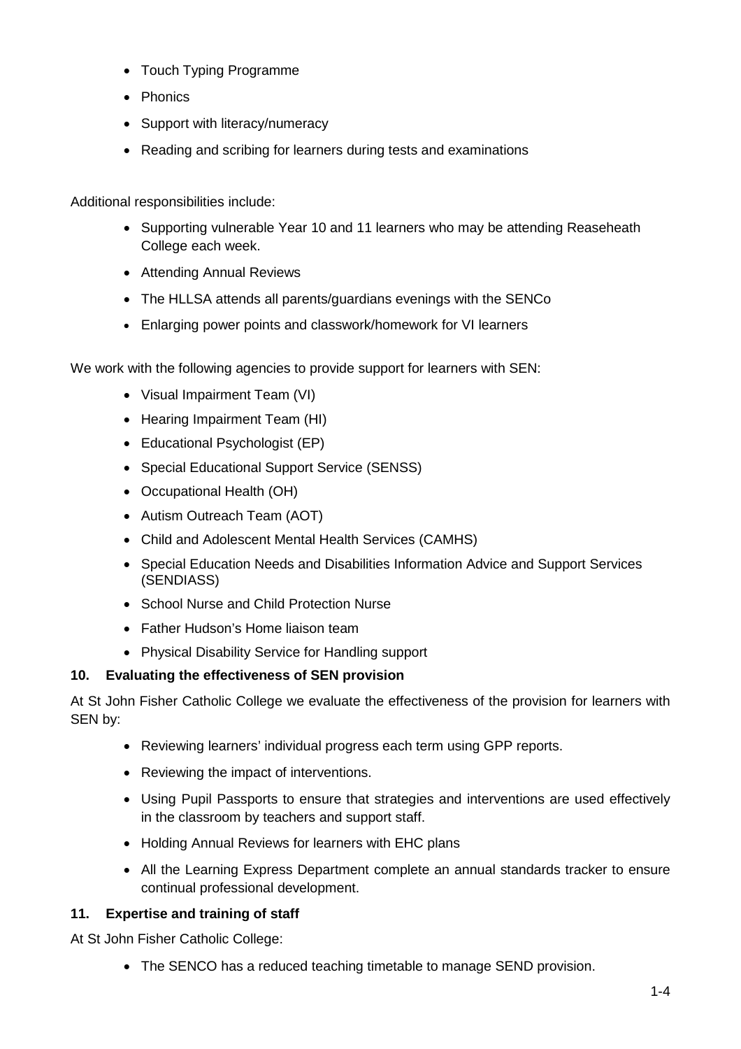- Touch Typing Programme
- Phonics
- Support with literacy/numeracy
- Reading and scribing for learners during tests and examinations

Additional responsibilities include:

- Supporting vulnerable Year 10 and 11 learners who may be attending Reaseheath College each week.
- Attending Annual Reviews
- The HLLSA attends all parents/guardians evenings with the SENCo
- Enlarging power points and classwork/homework for VI learners

We work with the following agencies to provide support for learners with SEN:

- Visual Impairment Team (VI)
- Hearing Impairment Team (HI)
- Educational Psychologist (EP)
- Special Educational Support Service (SENSS)
- Occupational Health (OH)
- Autism Outreach Team (AOT)
- Child and Adolescent Mental Health Services (CAMHS)
- Special Education Needs and Disabilities Information Advice and Support Services (SENDIASS)
- School Nurse and Child Protection Nurse
- Father Hudson's Home liaison team
- Physical Disability Service for Handling support

## 10. Evaluating the effectiveness of SEN provision

At St John Fisher Catholic College we evaluate the effectiveness of the provision for learners with SEN by:

- Reviewing learners' individual progress each term using GPP reports.
- Reviewing the impact of interventions.
- Using Pupil Passports to ensure that strategies and interventions are used effectively in the classroom by teachers and support staff.
- Holding Annual Reviews for learners with EHC plans
- All the Learning Express Department complete an annual standards tracker to ensure continual professional development.

## 11. Expertise and training of staff

At St John Fisher Catholic College:

- The SENCO has a reduced teaching timetable to manage SEND provision.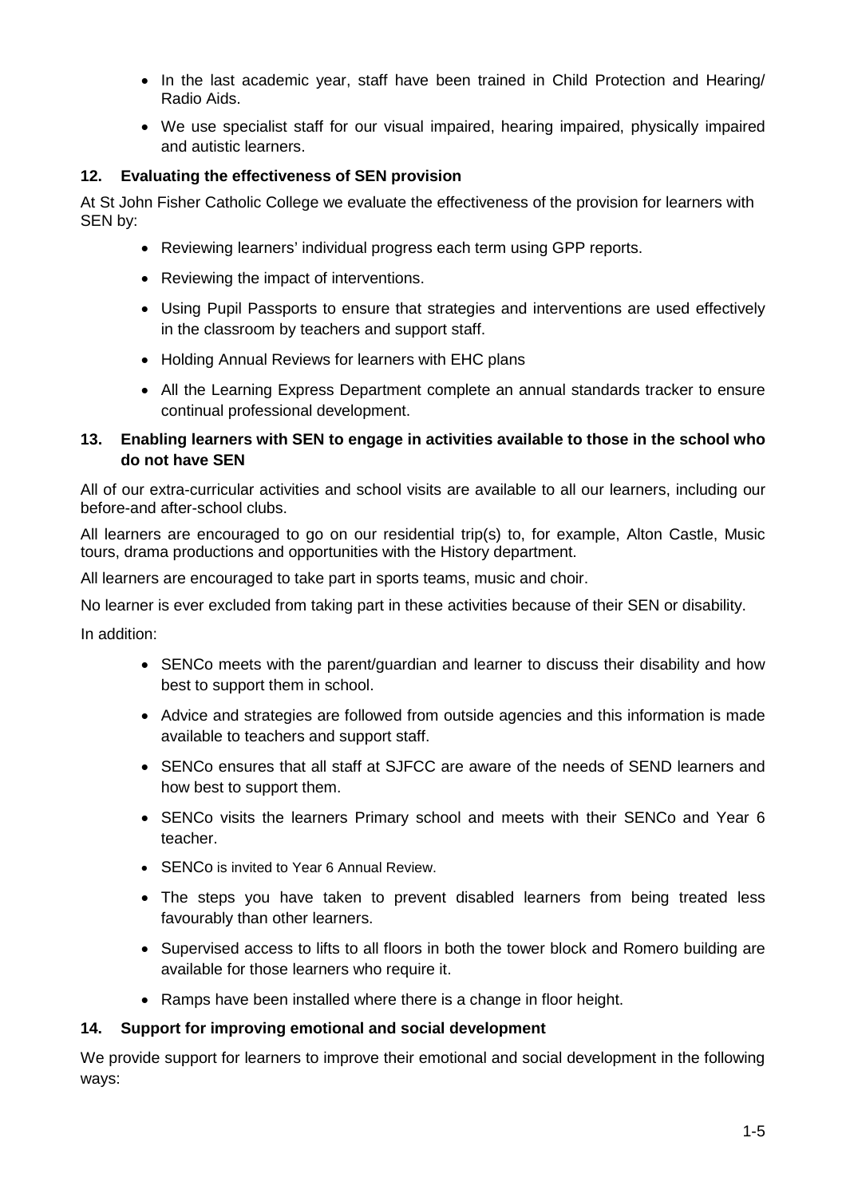- In the last academic year, staff have been trained in Child Protection and Hearing/ Radio Aids.
- We use specialist staff for our visual impaired, hearing impaired, physically impaired and autistic learners.

### 12. Evaluating the effectiveness of SEN provision

At St John Fisher Catholic College we evaluate the effectiveness of the provision for learners with SEN by:

- Reviewing learners' individual progress each term using GPP reports.
- Reviewing the impact of interventions.
- Using Pupil Passports to ensure that strategies and interventions are used effectively in the classroom by teachers and support staff.
- Holding Annual Reviews for learners with EHC plans
- All the Learning Express Department complete an annual standards tracker to ensure continual professional development.

### 13. Enabling learners with SEN to engage in activities available to those in the school who do not have SEN

All of our extra-curricular activities and school visits are available to all our learners, including our before-and after-school clubs.

All learners are encouraged to go on our residential trip(s) to, for example, Alton Castle, Music tours, drama productions and opportunities with the History department.

All learners are encouraged to take part in sports teams, music and choir.

No learner is ever excluded from taking part in these activities because of their SEN or disability.

In addition:

- SENCo meets with the parent/guardian and learner to discuss their disability and how best to support them in school.
- Advice and strategies are followed from outside agencies and this information is made available to teachers and support staff.
- SENCo ensures that all staff at SJFCC are aware of the needs of SEND learners and how best to support them.
- SENCo visits the learners Primary school and meets with their SENCo and Year 6 teacher.
- SENCo is invited to Year 6 Annual Review.
- The steps you have taken to prevent disabled learners from being treated less favourably than other learners.
- Supervised access to lifts to all floors in both the tower block and Romero building are available for those learners who require it.
- Ramps have been installed where there is a change in floor height.

### 14. Support for improving emotional and social development

We provide support for learners to improve their emotional and social development in the following ways: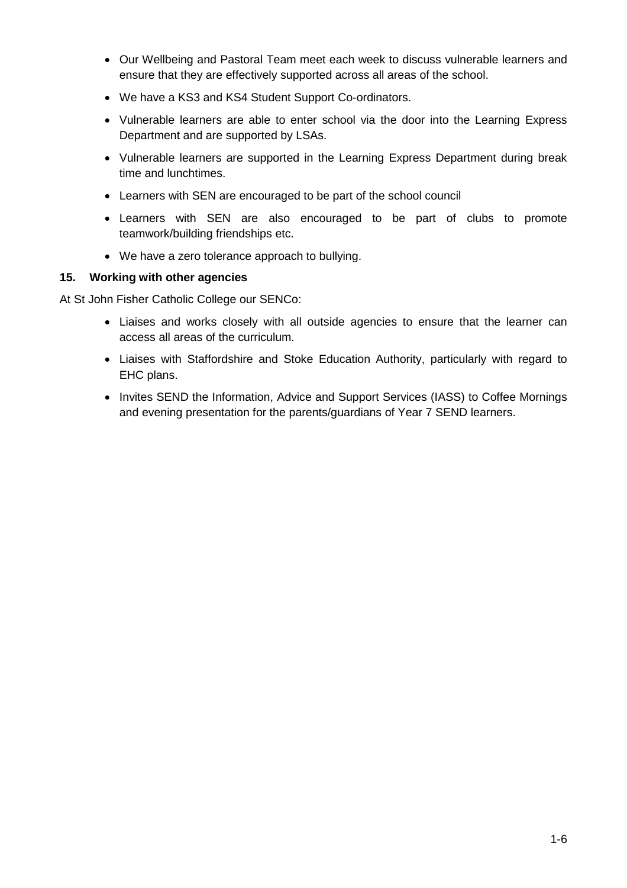- Our Wellbeing and Pastoral Team meet each week to discuss vulnerable learners and ensure that they are effectively supported across all areas of the school.
- We have a KS3 and KS4 Student Support Co-ordinators.
- Vulnerable learners are able to enter school via the door into the Learning Express Department and are supported by LSAs.
- Vulnerable learners are supported in the Learning Express Department during break time and lunchtimes.
- Learners with SEN are encouraged to be part of the school council
- Learners with SEN are also encouraged to be part of clubs to promote teamwork/building friendships etc.
- We have a zero tolerance approach to bullying.

**15. Working with other agencies**

At St John Fisher Catholic College our SENCo:

- Liaises and works closely with all outside agencies to ensure that the learner can access all areas of the curriculum.
- Liaises with Staffordshire and Stoke Education Authority, particularly with regard to EHC plans.
- Invites SEND the Information, Advice and Support Services (IASS) to Coffee Mornings and evening presentation for the parents/guardians of Year 7 SEND learners.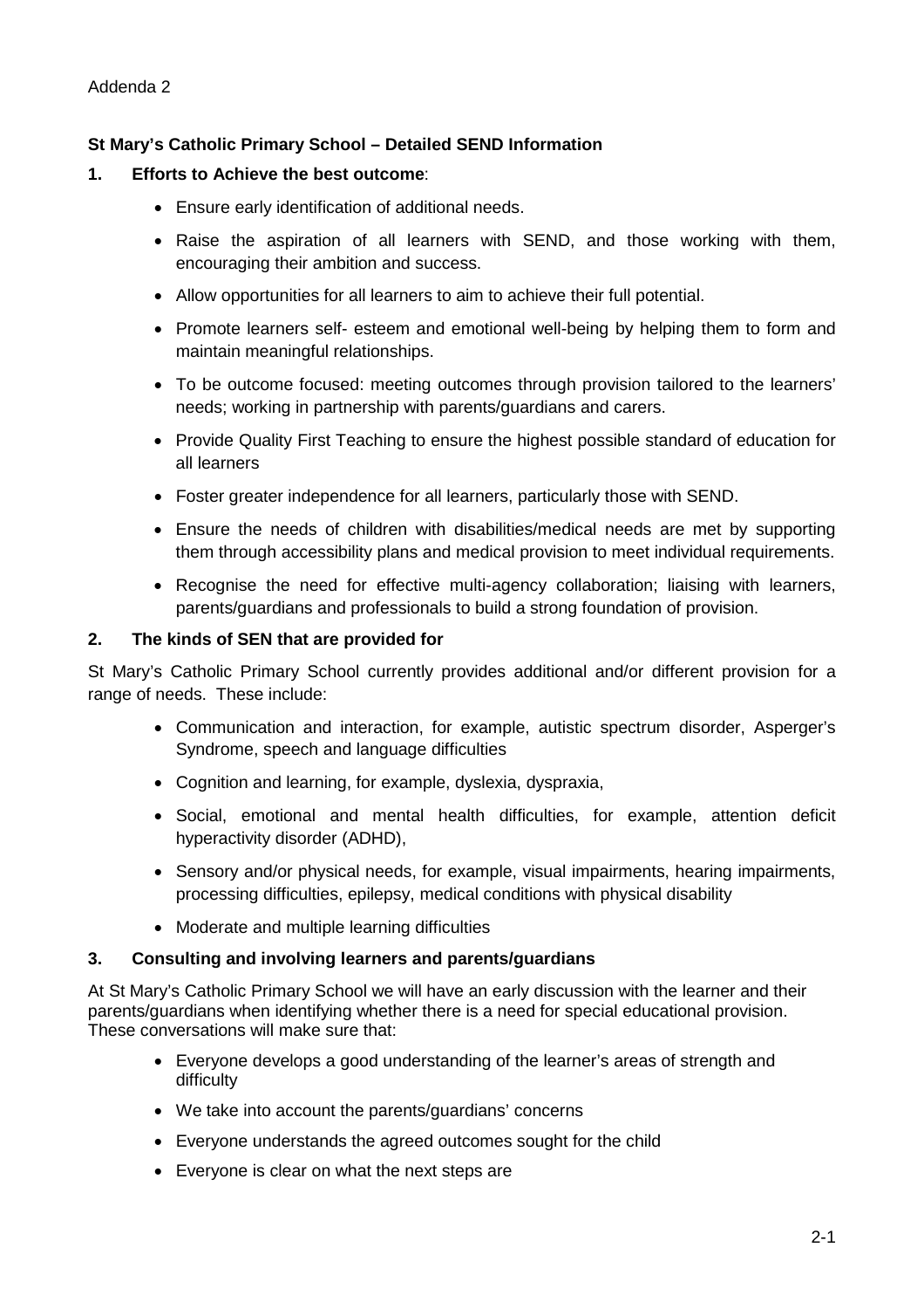Addenda 2

**St Mary's Catholic Primary School – Detailed SEND Information**

**1. Efforts to Achieve the best outcome**:

- Ensure early identification of additional needs.
- Raise the aspiration of all learners with SEND, and those working with them, encouraging their ambition and success.
- Allow opportunities for all learners to aim to achieve their full potential.
- Promote learners self- esteem and emotional well-being by helping them to form and maintain meaningful relationships.
- To be outcome focused: meeting outcomes through provision tailored to the learners' needs; working in partnership with parents/guardians and carers.
- Provide Quality First Teaching to ensure the highest possible standard of education for all learners
- Foster greater independence for all learners, particularly those with SEND.
- Ensure the needs of children with disabilities/medical needs are met by supporting them through accessibility plans and medical provision to meet individual requirements.
- Recognise the need for effective multi-agency collaboration; liaising with learners, parents/guardians and professionals to build a strong foundation of provision.

**2. The kinds of SEN that are provided for**

St Mary's Catholic Primary School currently provides additional and/or different provision for a range of needs. These include:

- Communication and interaction, for example, autistic spectrum disorder, Asperger's Syndrome, speech and language difficulties
- Cognition and learning, for example, dyslexia, dyspraxia,
- Social, emotional and mental health difficulties, for example, attention deficit hyperactivity disorder (ADHD),
- Sensory and/or physical needs, for example, visual impairments, hearing impairments, processing difficulties, epilepsy, medical conditions with physical disability
- Moderate and multiple learning difficulties

**3. Consulting and involving learners and parents/guardians**

At St Mary's Catholic Primary School we will have an early discussion with the learner and their parents/guardians when identifying whether there is a need for special educational provision. These conversations will make sure that:

- Everyone develops a good understanding of the learner's areas of strength and difficulty
- We take into account the parents/guardians' concerns
- Everyone understands the agreed outcomes sought for the child
- Everyone is clear on what the next steps are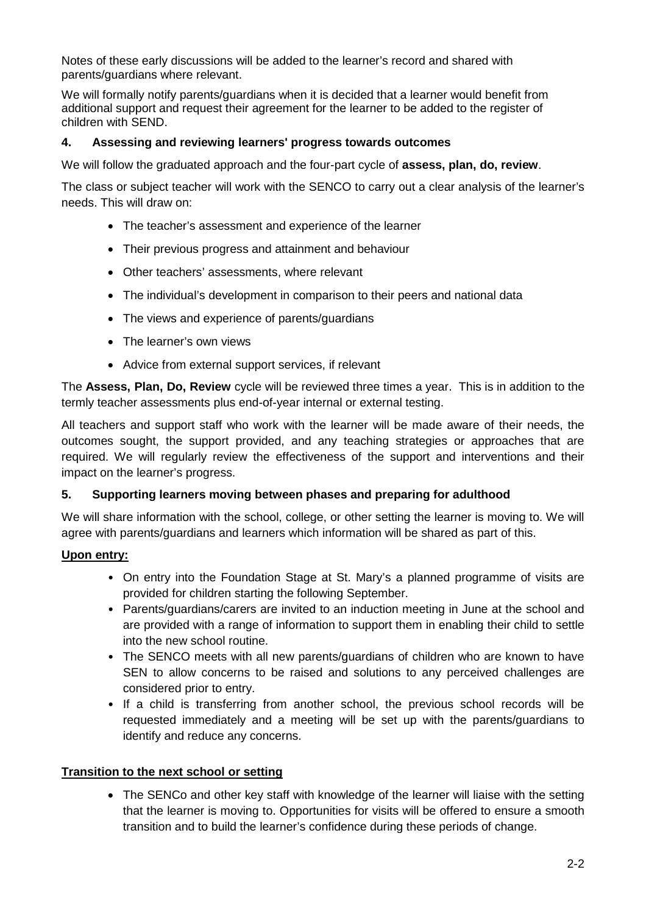Notes of these early discussions will be added to the learner's record and shared with parents/guardians where relevant.

We will formally notify parents/guardians when it is decided that a learner would benefit from additional support and request their agreement for the learner to be added to the register of children with SEND.

### 4. Assessing and reviewing learners' progress towards outcomes

We will follow the graduated approach and the four-part cycle of **assess, plan, do, review**.

The class or subject teacher will work with the SENCO to carry out a clear analysis of the learner's needs. This will draw on:

- The teacher's assessment and experience of the learner
- Their previous progress and attainment and behaviour
- Other teachers' assessments, where relevant
- The individual's development in comparison to their peers and national data
- The views and experience of parents/guardians
- The learner's own views
- Advice from external support services, if relevant

The **Assess, Plan, Do, Review** cycle will be reviewed three times a year. This is in addition to the termly teacher assessments plus end-of-year internal or external testing.

All teachers and support staff who work with the learner will be made aware of their needs, the outcomes sought, the support provided, and any teaching strategies or approaches that are required. We will regularly review the effectiveness of the support and interventions and their impact on the learner's progress.

### 5. Supporting learners moving between phases and preparing for adulthood

We will share information with the school, college, or other setting the learner is moving to. We will agree with parents/guardians and learners which information will be shared as part of this.

**Upon entry:**

- On entry into the Foundation Stage at St. Mary's a planned programme of visits are provided for children starting the following September.
- Parents/guardians/carers are invited to an induction meeting in June at the school and are provided with a range of information to support them in enabling their child to settle into the new school routine.
- The SENCO meets with all new parents/guardians of children who are known to have SEN to allow concerns to be raised and solutions to any perceived challenges are considered prior to entry.
- If a child is transferring from another school, the previous school records will be requested immediately and a meeting will be set up with the parents/guardians to identify and reduce any concerns.

**Transition to the next school or setting**

- The SENCo and other key staff with knowledge of the learner will liaise with the setting that the learner is moving to. Opportunities for visits will be offered to ensure a smooth transition and to build the learner's confidence during these periods of change.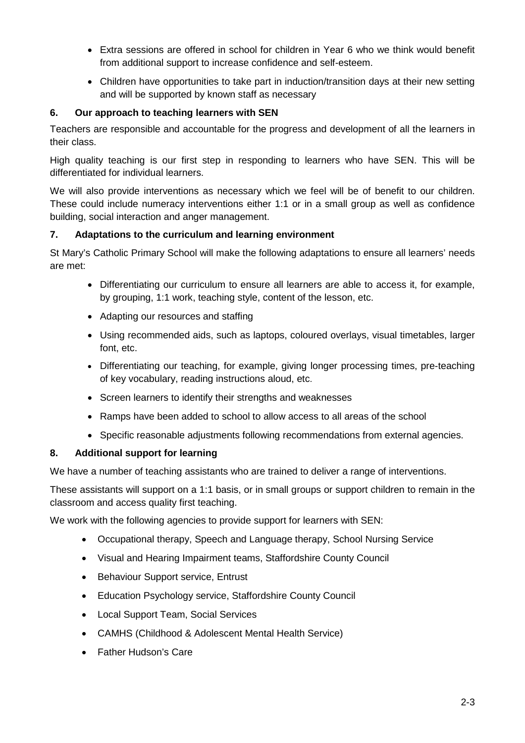- Extra sessions are offered in school for children in Year 6 who we think would benefit from additional support to increase confidence and self-esteem.
- Children have opportunities to take part in induction/transition days at their new setting and will be supported by known staff as necessary

## 6. Our approach to teaching learners with SEN

Teachers are responsible and accountable for the progress and development of all the learners in their class.

High quality teaching is our first step in responding to learners who have SEN. This will be differentiated for individual learners.

We will also provide interventions as necessary which we feel will be of benefit to our children. These could include numeracy interventions either 1:1 or in a small group as well as confidence building, social interaction and anger management.

## 7. Adaptations to the curriculum and learning environment

St Mary's Catholic Primary School will make the following adaptations to ensure all learners' needs are met:

- Differentiating our curriculum to ensure all learners are able to access it, for example, by grouping, 1:1 work, teaching style, content of the lesson, etc.
- Adapting our resources and staffing
- Using recommended aids, such as laptops, coloured overlays, visual timetables, larger font, etc.
- Differentiating our teaching, for example, giving longer processing times, pre-teaching of key vocabulary, reading instructions aloud, etc.
- Screen learners to identify their strengths and weaknesses
- Ramps have been added to school to allow access to all areas of the school
- Specific reasonable adjustments following recommendations from external agencies.

## 8. Additional support for learning

We have a number of teaching assistants who are trained to deliver a range of interventions.

These assistants will support on a 1:1 basis, or in small groups or support children to remain in the classroom and access quality first teaching.

We work with the following agencies to provide support for learners with SEN:

- Occupational therapy, Speech and Language therapy, School Nursing Service
- Visual and Hearing Impairment teams, Staffordshire County Council
- Behaviour Support service, Entrust
- Education Psychology service, Staffordshire County Council
- Local Support Team, Social Services
- CAMHS (Childhood & Adolescent Mental Health Service)
- Father Hudson's Care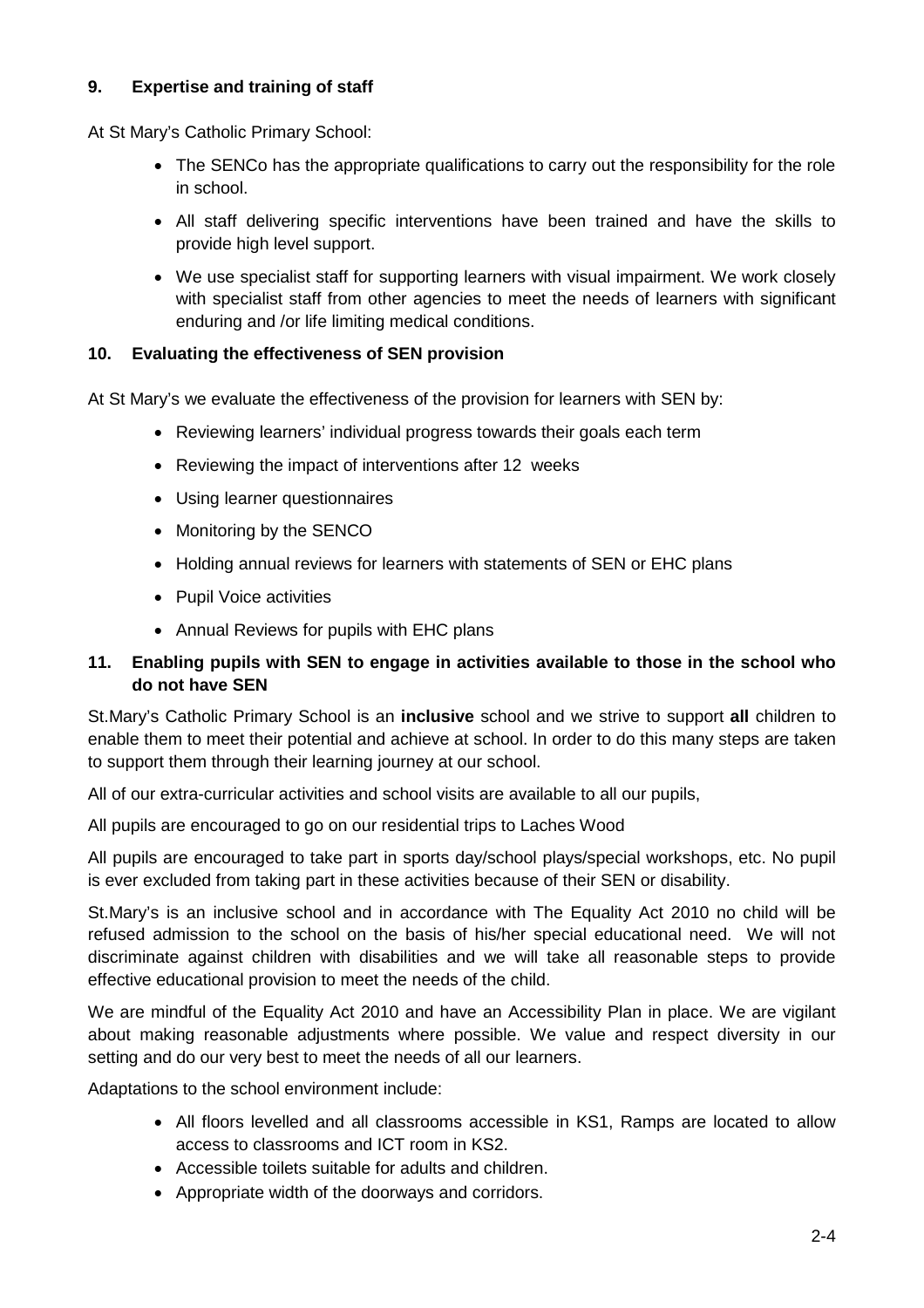## 9. Expertise and training of staff

At St Mary's Catholic Primary School:

- The SENCo has the appropriate qualifications to carry out the responsibility for the role in school.
- All staff delivering specific interventions have been trained and have the skills to provide high level support.
- We use specialist staff for supporting learners with visual impairment. We work closely with specialist staff from other agencies to meet the needs of learners with significant enduring and /or life limiting medical conditions.

## 10. Evaluating the effectiveness of SEN provision

At St Mary's we evaluate the effectiveness of the provision for learners with SEN by:

- Reviewing learners' individual progress towards their goals each term
- Reviewing the impact of interventions after 12 weeks
- Using learner questionnaires
- Monitoring by the SENCO
- Holding annual reviews for learners with statements of SEN or EHC plans
- Pupil Voice activities
- Annual Reviews for pupils with EHC plans

## 11. Enabling pupils with SEN to engage in activities available to those in the school who do not have SEN

St.Mary's Catholic Primary School is an **inclusive** school and we strive to support **all** children to enable them to meet their potential and achieve at school. In order to do this many steps are taken to support them through their learning journey at our school.

All of our extra-curricular activities and school visits are available to all our pupils,

All pupils are encouraged to go on our residential trips to Laches Wood

All pupils are encouraged to take part in sports day/school plays/special workshops, etc. No pupil is ever excluded from taking part in these activities because of their SEN or disability.

St.Mary's is an inclusive school and in accordance with The Equality Act 2010 no child will be refused admission to the school on the basis of his/her special educational need. We will not discriminate against children with disabilities and we will take all reasonable steps to provide effective educational provision to meet the needs of the child.

We are mindful of the Equality Act 2010 and have an Accessibility Plan in place. We are vigilant about making reasonable adjustments where possible. We value and respect diversity in our setting and do our very best to meet the needs of all our learners.

Adaptations to the school environment include:

- All floors levelled and all classrooms accessible in KS1, Ramps are located to allow access to classrooms and ICT room in KS2.
- Accessible toilets suitable for adults and children.
- Appropriate width of the doorways and corridors.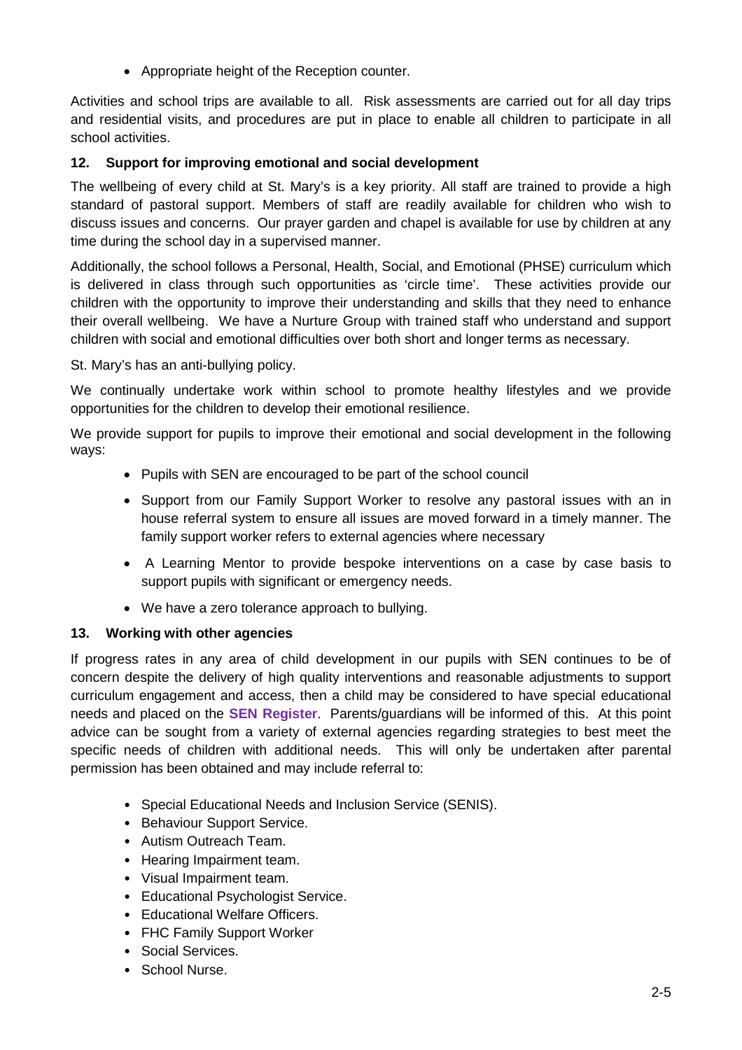- Appropriate height of the Reception counter.

Activities and school trips are available to all. Risk assessments are carried out for all day trips and residential visits, and procedures are put in place to enable all children to participate in all school activities.

### 12. Support for improving emotional and social development

The wellbeing of every child at St. Mary's is a key priority. All staff are trained to provide a high standard of pastoral support. Members of staff are readily available for children who wish to discuss issues and concerns. Our prayer garden and chapel is available for use by children at any time during the school day in a supervised manner.

Additionally, the school follows a Personal, Health, Social, and Emotional (PHSE) curriculum which is delivered in class through such opportunities as 'circle time'. These activities provide our children with the opportunity to improve their understanding and skills that they need to enhance their overall wellbeing. We have a Nurture Group with trained staff who understand and support children with social and emotional difficulties over both short and longer terms as necessary.

St. Mary's has an anti-bullying policy.

We continually undertake work within school to promote healthy lifestyles and we provide opportunities for the children to develop their emotional resilience.

We provide support for pupils to improve their emotional and social development in the following ways:

- Pupils with SEN are encouraged to be part of the school council
- Support from our Family Support Worker to resolve any pastoral issues with an in house referral system to ensure all issues are moved forward in a timely manner. The family support worker refers to external agencies where necessary
- A Learning Mentor to provide bespoke interventions on a case by case basis to support pupils with significant or emergency needs.
- We have a zero tolerance approach to bullying.

### 13. Working with other agencies

If progress rates in any area of child development in our pupils with SEN continues to be of concern despite the delivery of high quality interventions and reasonable adjustments to support curriculum engagement and access, then a child may be considered to have special educational needs and placed on the **SEN Register**. Parents/guardians will be informed of this. At this point advice can be sought from a variety of external agencies regarding strategies to best meet the specific needs of children with additional needs. This will only be undertaken after parental permission has been obtained and may include referral to:

- Special Educational Needs and Inclusion Service (SENIS).
- Behaviour Support Service.
- Autism Outreach Team.
- Hearing Impairment team.
- Visual Impairment team.
- Educational Psychologist Service.
- Educational Welfare Officers.
- FHC Family Support Worker
- Social Services.
- School Nurse.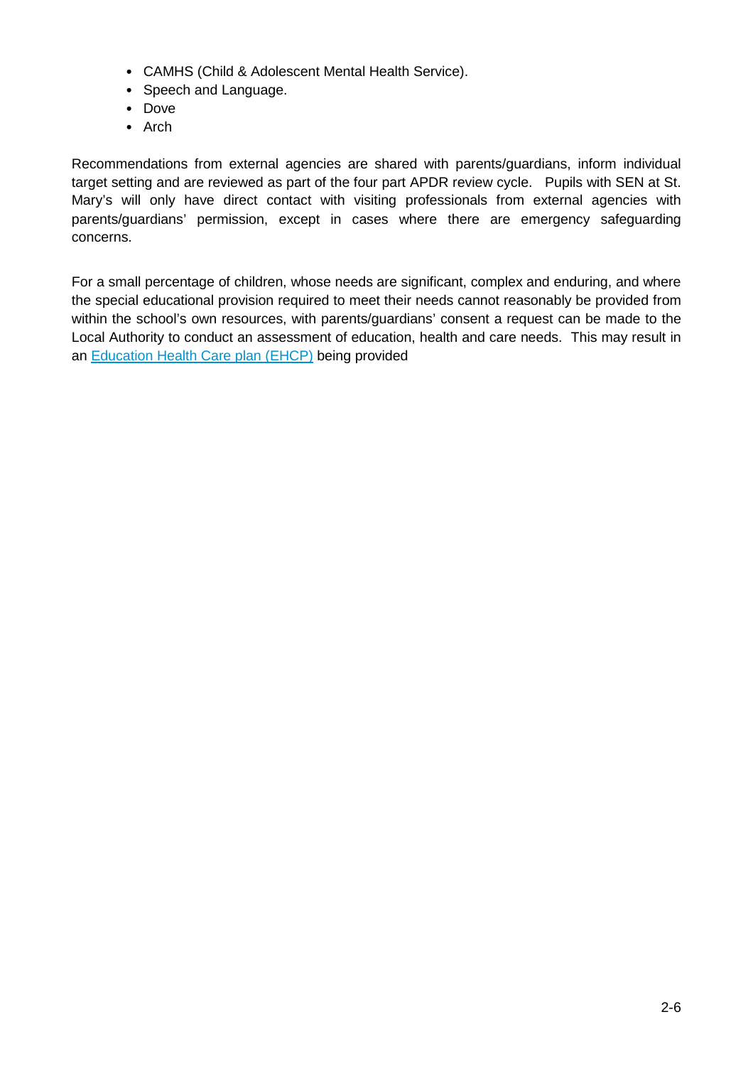- CAMHS (Child & Adolescent Mental Health Service).
- Speech and Language.
- Dove
- Arch

Recommendations from external agencies are shared with parents/guardians, inform individual target setting and are reviewed as part of the four part APDR review cycle. Pupils with SEN at St. Mary's will only have direct contact with visiting professionals from external agencies with parents/guardians' permission, except in cases where there are emergency safeguarding concerns.

For a small percentage of children, whose needs are significant, complex and enduring, and where the special educational provision required to meet their needs cannot reasonably be provided from within the school's own resources, with parents/guardians' consent a request can be made to the Local Authority to conduct an assessment of education, health and care needs. This may result in an Education Health Care plan (EHCP) being provided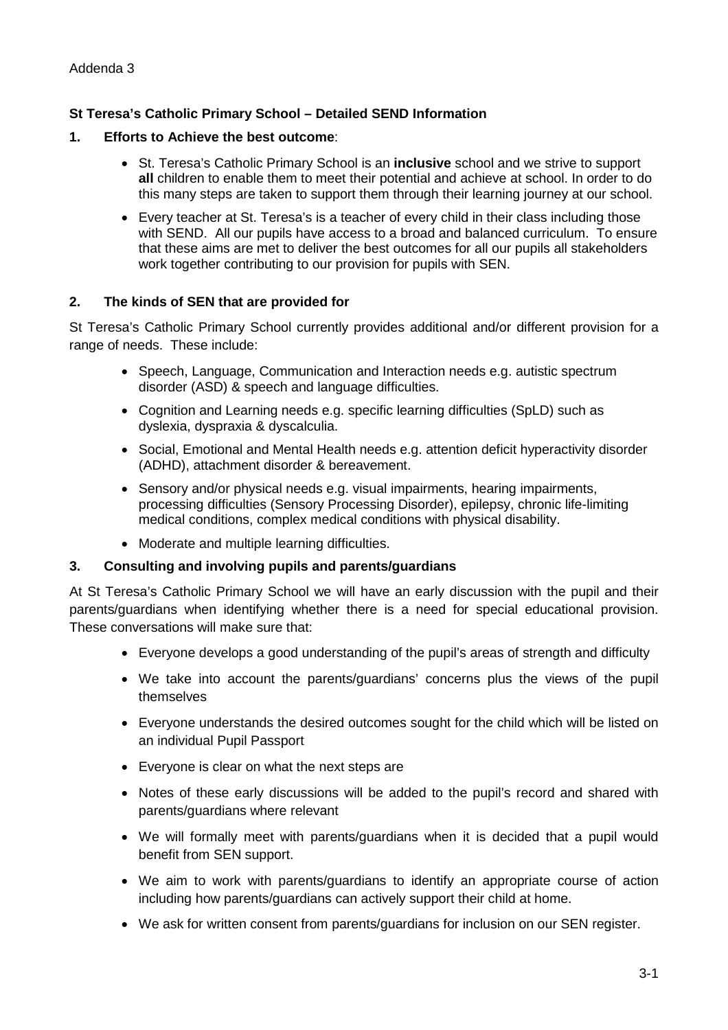Addenda 3

**St Teresa's Catholic Primary School – Detailed SEND Information**

**1. Efforts to Achieve the best outcome**:

- St. Teresa's Catholic Primary School is an **inclusive** school and we strive to support **all** children to enable them to meet their potential and achieve at school. In order to do this many steps are taken to support them through their learning journey at our school.
- Every teacher at St. Teresa's is a teacher of every child in their class including those with SEND. All our pupils have access to a broad and balanced curriculum. To ensure that these aims are met to deliver the best outcomes for all our pupils all stakeholders work together contributing to our provision for pupils with SEN.

**2. The kinds of SEN that are provided for**

St Teresa's Catholic Primary School currently provides additional and/or different provision for a range of needs. These include:

- Speech, Language, Communication and Interaction needs e.g. autistic spectrum disorder (ASD) & speech and language difficulties.
- Cognition and Learning needs e.g. specific learning difficulties (SpLD) such as dyslexia, dyspraxia & dyscalculia.
- Social, Emotional and Mental Health needs e.g. attention deficit hyperactivity disorder (ADHD), attachment disorder & bereavement.
- Sensory and/or physical needs e.g. visual impairments, hearing impairments, processing difficulties (Sensory Processing Disorder), epilepsy, chronic life-limiting medical conditions, complex medical conditions with physical disability.
- Moderate and multiple learning difficulties.

**3. Consulting and involving pupils and parents/guardians**

At St Teresa's Catholic Primary School we will have an early discussion with the pupil and their parents/guardians when identifying whether there is a need for special educational provision. These conversations will make sure that:

- Everyone develops a good understanding of the pupil's areas of strength and difficulty
- We take into account the parents/guardians' concerns plus the views of the pupil themselves
- Everyone understands the desired outcomes sought for the child which will be listed on an individual Pupil Passport
- Everyone is clear on what the next steps are
- Notes of these early discussions will be added to the pupil's record and shared with parents/guardians where relevant
- We will formally meet with parents/guardians when it is decided that a pupil would benefit from SEN support.
- We aim to work with parents/guardians to identify an appropriate course of action including how parents/guardians can actively support their child at home.
- We ask for written consent from parents/guardians for inclusion on our SEN register.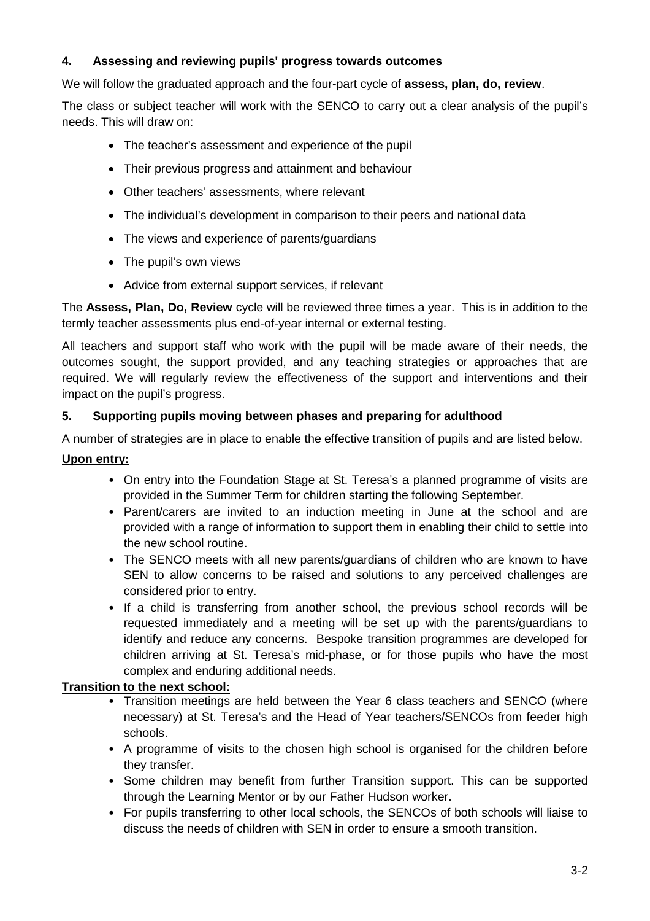## 4. Assessing and reviewing pupils' progress towards outcomes

We will follow the graduated approach and the four-part cycle of **assess, plan, do, review**.

The class or subject teacher will work with the SENCO to carry out a clear analysis of the pupil's needs. This will draw on:

- The teacher's assessment and experience of the pupil
- Their previous progress and attainment and behaviour
- Other teachers' assessments, where relevant
- The individual's development in comparison to their peers and national data
- The views and experience of parents/guardians
- The pupil's own views
- Advice from external support services, if relevant

The **Assess, Plan, Do, Review** cycle will be reviewed three times a year. This is in addition to the termly teacher assessments plus end-of-year internal or external testing.

All teachers and support staff who work with the pupil will be made aware of their needs, the outcomes sought, the support provided, and any teaching strategies or approaches that are required. We will regularly review the effectiveness of the support and interventions and their impact on the pupil's progress.

## 5. Supporting pupils moving between phases and preparing for adulthood

A number of strategies are in place to enable the effective transition of pupils and are listed below.

**Upon entry:**

- On entry into the Foundation Stage at St. Teresa's a planned programme of visits are provided in the Summer Term for children starting the following September.
- Parent/carers are invited to an induction meeting in June at the school and are provided with a range of information to support them in enabling their child to settle into the new school routine.
- The SENCO meets with all new parents/guardians of children who are known to have SEN to allow concerns to be raised and solutions to any perceived challenges are considered prior to entry.
- If a child is transferring from another school, the previous school records will be requested immediately and a meeting will be set up with the parents/guardians to identify and reduce any concerns. Bespoke transition programmes are developed for children arriving at St. Teresa's mid-phase, or for those pupils who have the most complex and enduring additional needs.

**Transition to the next school:**

- Transition meetings are held between the Year 6 class teachers and SENCO (where necessary) at St. Teresa's and the Head of Year teachers/SENCOs from feeder high schools.
- A programme of visits to the chosen high school is organised for the children before they transfer.
- Some children may benefit from further Transition support. This can be supported through the Learning Mentor or by our Father Hudson worker.
- For pupils transferring to other local schools, the SENCOs of both schools will liaise to discuss the needs of children with SEN in order to ensure a smooth transition.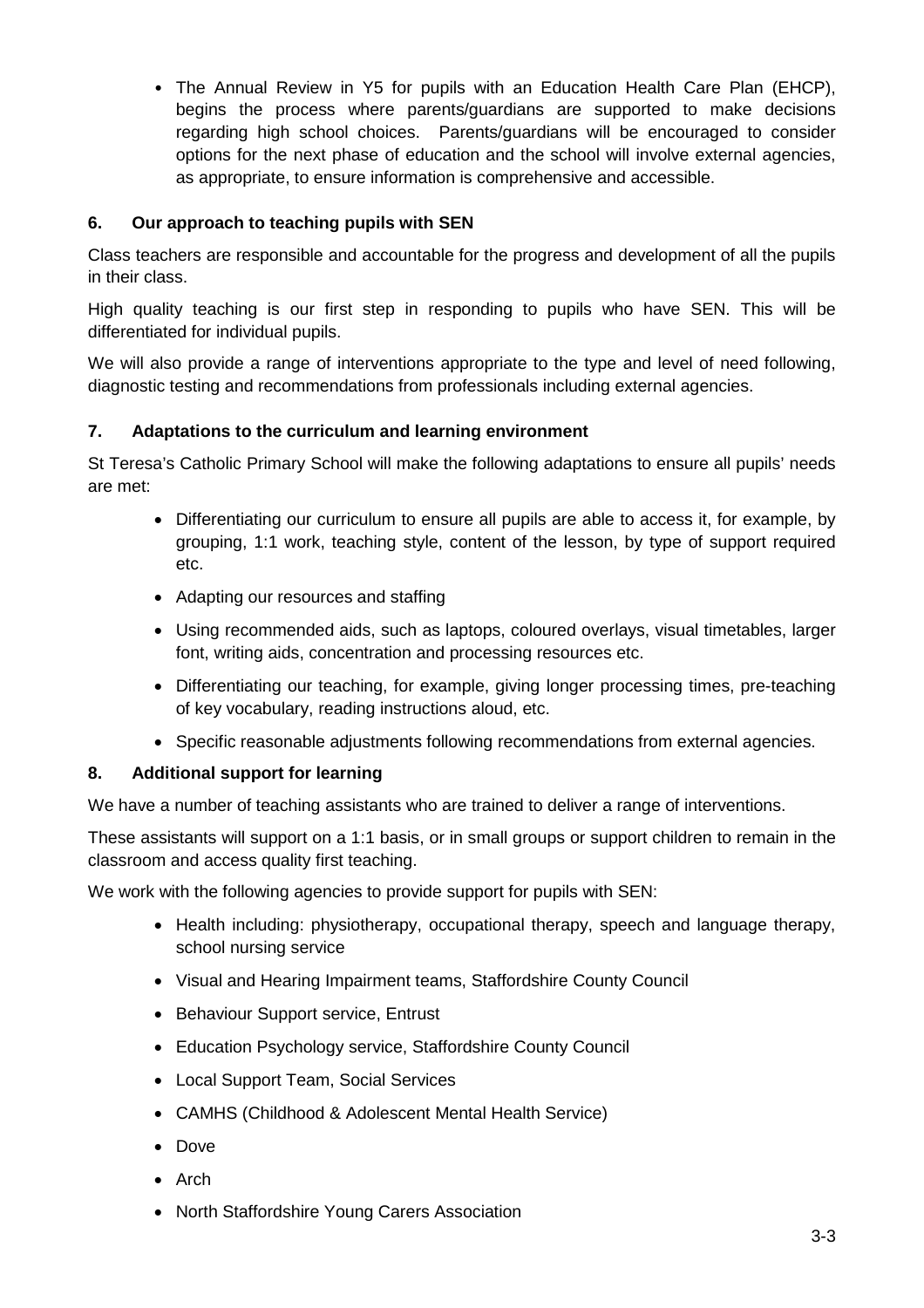- The Annual Review in Y5 for pupils with an Education Health Care Plan (EHCP), begins the process where parents/guardians are supported to make decisions regarding high school choices. Parents/guardians will be encouraged to consider options for the next phase of education and the school will involve external agencies, as appropriate, to ensure information is comprehensive and accessible.

## 6. Our approach to teaching pupils with SEN

Class teachers are responsible and accountable for the progress and development of all the pupils in their class.

High quality teaching is our first step in responding to pupils who have SEN. This will be differentiated for individual pupils.

We will also provide a range of interventions appropriate to the type and level of need following, diagnostic testing and recommendations from professionals including external agencies.

## 7. Adaptations to the curriculum and learning environment

St Teresa's Catholic Primary School will make the following adaptations to ensure all pupils' needs are met:

- Differentiating our curriculum to ensure all pupils are able to access it, for example, by grouping, 1:1 work, teaching style, content of the lesson, by type of support required etc.
- Adapting our resources and staffing
- Using recommended aids, such as laptops, coloured overlays, visual timetables, larger font, writing aids, concentration and processing resources etc.
- Differentiating our teaching, for example, giving longer processing times, pre-teaching of key vocabulary, reading instructions aloud, etc.
- Specific reasonable adjustments following recommendations from external agencies.

## 8. Additional support for learning

We have a number of teaching assistants who are trained to deliver a range of interventions.

These assistants will support on a 1:1 basis, or in small groups or support children to remain in the classroom and access quality first teaching.

We work with the following agencies to provide support for pupils with SEN:

- Health including: physiotherapy, occupational therapy, speech and language therapy, school nursing service
- Visual and Hearing Impairment teams, Staffordshire County Council
- Behaviour Support service, Entrust
- Education Psychology service, Staffordshire County Council
- Local Support Team, Social Services
- CAMHS (Childhood & Adolescent Mental Health Service)
- Dove
- Arch
- North Staffordshire Young Carers Association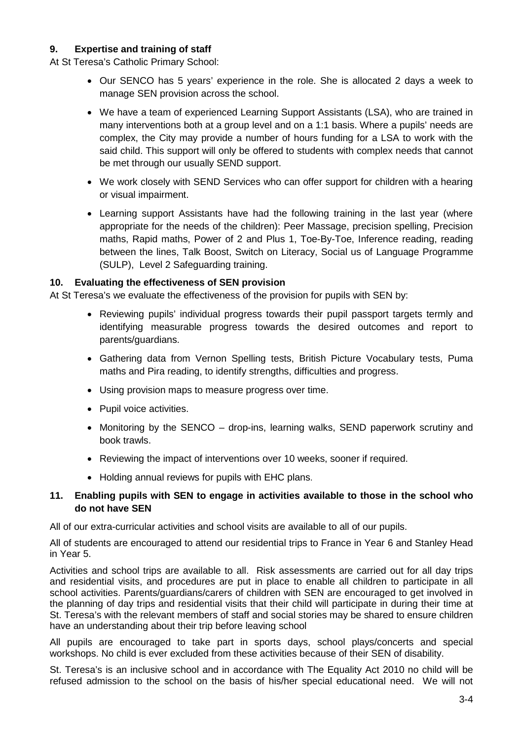## 9. Expertise and training of staff

At St Teresa's Catholic Primary School:

- Our SENCO has 5 years' experience in the role. She is allocated 2 days a week to manage SEN provision across the school.
- We have a team of experienced Learning Support Assistants (LSA), who are trained in many interventions both at a group level and on a 1:1 basis. Where a pupils' needs are complex, the City may provide a number of hours funding for a LSA to work with the said child. This support will only be offered to students with complex needs that cannot be met through our usually SEND support.
- We work closely with SEND Services who can offer support for children with a hearing or visual impairment.
- Learning support Assistants have had the following training in the last year (where appropriate for the needs of the children): Peer Massage, precision spelling, Precision maths, Rapid maths, Power of 2 and Plus 1, Toe-By-Toe, Inference reading, reading between the lines, Talk Boost, Switch on Literacy, Social us of Language Programme (SULP), Level 2 Safeguarding training.

## 10. Evaluating the effectiveness of SEN provision

At St Teresa's we evaluate the effectiveness of the provision for pupils with SEN by:

- Reviewing pupils' individual progress towards their pupil passport targets termly and identifying measurable progress towards the desired outcomes and report to parents/guardians.
- Gathering data from Vernon Spelling tests, British Picture Vocabulary tests, Puma maths and Pira reading, to identify strengths, difficulties and progress.
- Using provision maps to measure progress over time.
- Pupil voice activities.
- Monitoring by the SENCO – drop-ins, learning walks, SEND paperwork scrutiny and book trawls.
- Reviewing the impact of interventions over 10 weeks, sooner if required.
- Holding annual reviews for pupils with EHC plans.

## 11. Enabling pupils with SEN to engage in activities available to those in the school who do not have SEN

All of our extra-curricular activities and school visits are available to all of our pupils.

All of students are encouraged to attend our residential trips to France in Year 6 and Stanley Head in Year 5.

Activities and school trips are available to all. Risk assessments are carried out for all day trips and residential visits, and procedures are put in place to enable all children to participate in all school activities. Parents/guardians/carers of children with SEN are encouraged to get involved in the planning of day trips and residential visits that their child will participate in during their time at St. Teresa's with the relevant members of staff and social stories may be shared to ensure children have an understanding about their trip before leaving school

All pupils are encouraged to take part in sports days, school plays/concerts and special workshops. No child is ever excluded from these activities because of their SEN of disability.

St. Teresa's is an inclusive school and in accordance with The Equality Act 2010 no child will be refused admission to the school on the basis of his/her special educational need. We will not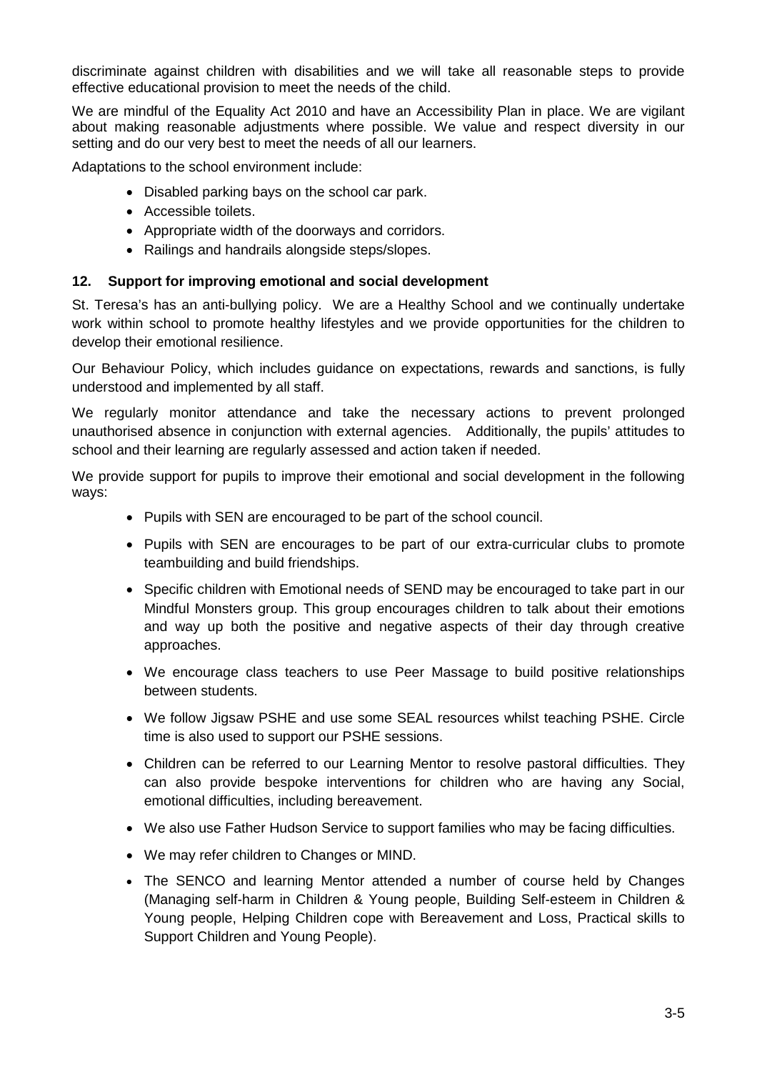discriminate against children with disabilities and we will take all reasonable steps to provide effective educational provision to meet the needs of the child.

We are mindful of the Equality Act 2010 and have an Accessibility Plan in place. We are vigilant about making reasonable adjustments where possible. We value and respect diversity in our setting and do our very best to meet the needs of all our learners.

Adaptations to the school environment include:

- Disabled parking bays on the school car park.
- Accessible toilets.
- Appropriate width of the doorways and corridors.
- Railings and handrails alongside steps/slopes.

## 12. Support for improving emotional and social development

St. Teresa's has an anti-bullying policy. We are a Healthy School and we continually undertake work within school to promote healthy lifestyles and we provide opportunities for the children to develop their emotional resilience.

Our Behaviour Policy, which includes guidance on expectations, rewards and sanctions, is fully understood and implemented by all staff.

We regularly monitor attendance and take the necessary actions to prevent prolonged unauthorised absence in conjunction with external agencies. Additionally, the pupils' attitudes to school and their learning are regularly assessed and action taken if needed.

We provide support for pupils to improve their emotional and social development in the following ways:

- Pupils with SEN are encouraged to be part of the school council.
- Pupils with SEN are encourages to be part of our extra-curricular clubs to promote teambuilding and build friendships.
- Specific children with Emotional needs of SEND may be encouraged to take part in our Mindful Monsters group. This group encourages children to talk about their emotions and way up both the positive and negative aspects of their day through creative approaches.
- We encourage class teachers to use Peer Massage to build positive relationships between students.
- We follow Jigsaw PSHE and use some SEAL resources whilst teaching PSHE. Circle time is also used to support our PSHE sessions.
- Children can be referred to our Learning Mentor to resolve pastoral difficulties. They can also provide bespoke interventions for children who are having any Social, emotional difficulties, including bereavement.
- We also use Father Hudson Service to support families who may be facing difficulties.
- We may refer children to Changes or MIND.
- The SENCO and learning Mentor attended a number of course held by Changes (Managing self-harm in Children & Young people, Building Self-esteem in Children & Young people, Helping Children cope with Bereavement and Loss, Practical skills to Support Children and Young People).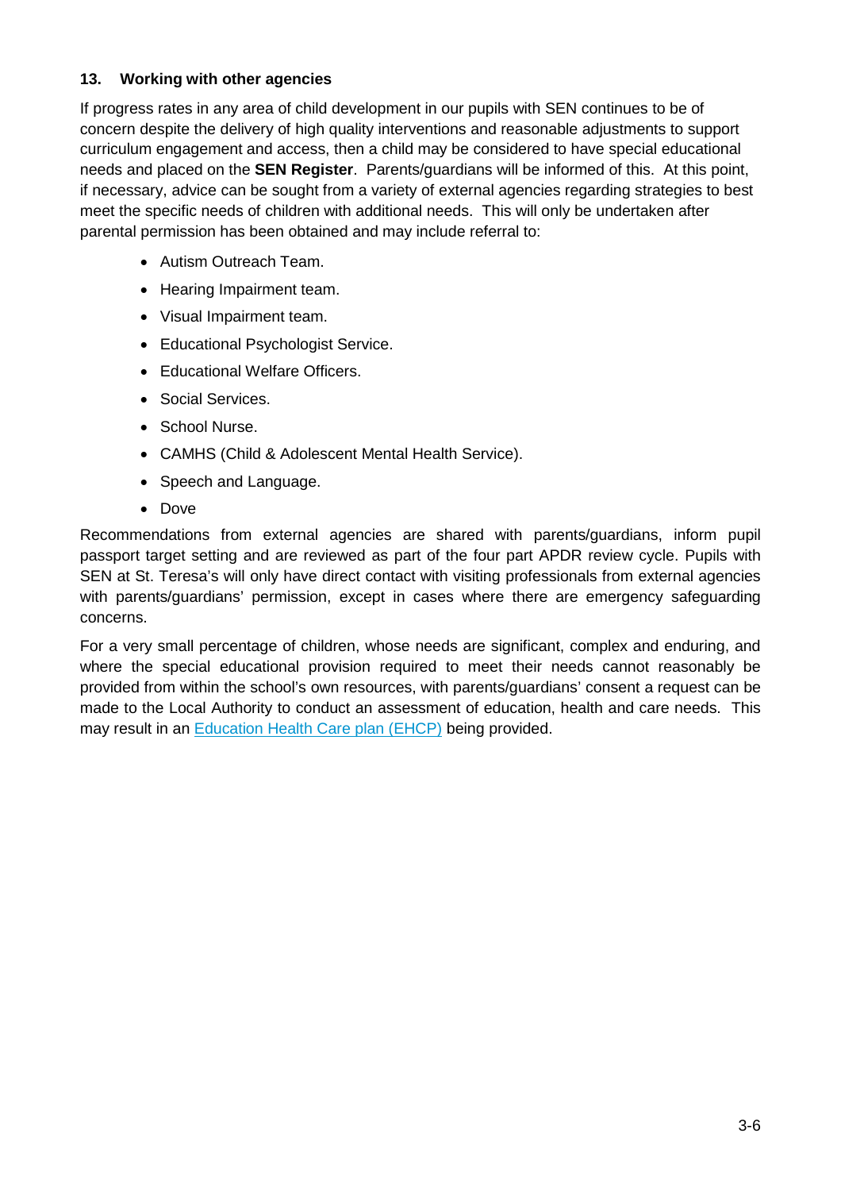## 13. Working with other agencies

If progress rates in any area of child development in our pupils with SEN continues to be of concern despite the delivery of high quality interventions and reasonable adjustments to support curriculum engagement and access, then a child may be considered to have special educational needs and placed on the **SEN Register**. Parents/guardians will be informed of this. At this point, if necessary, advice can be sought from a variety of external agencies regarding strategies to best meet the specific needs of children with additional needs. This will only be undertaken after parental permission has been obtained and may include referral to:

- Autism Outreach Team.
- Hearing Impairment team.
- Visual Impairment team.
- Educational Psychologist Service.
- Educational Welfare Officers.
- Social Services.
- School Nurse.
- CAMHS (Child & Adolescent Mental Health Service).
- Speech and Language.
- Dove

Recommendations from external agencies are shared with parents/guardians, inform pupil passport target setting and are reviewed as part of the four part APDR review cycle. Pupils with SEN at St. Teresa's will only have direct contact with visiting professionals from external agencies with parents/guardians' permission, except in cases where there are emergency safeguarding concerns.

For a very small percentage of children, whose needs are significant, complex and enduring, and where the special educational provision required to meet their needs cannot reasonably be provided from within the school's own resources, with parents/guardians' consent a request can be made to the Local Authority to conduct an assessment of education, health and care needs. This may result in an Education Health Care plan (EHCP) being provided.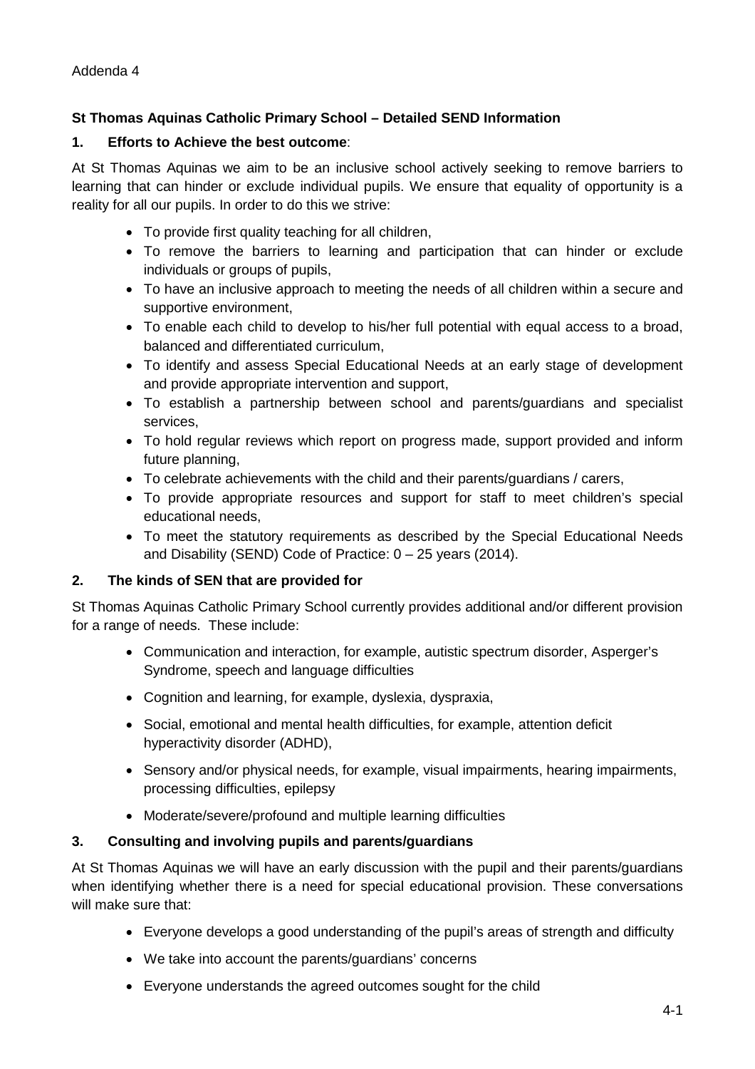Addenda 4

**St Thomas Aquinas Catholic Primary School – Detailed SEND Information**

**1. Efforts to Achieve the best outcome**:

At St Thomas Aquinas we aim to be an inclusive school actively seeking to remove barriers to learning that can hinder or exclude individual pupils. We ensure that equality of opportunity is a reality for all our pupils. In order to do this we strive:

- To provide first quality teaching for all children,
- To remove the barriers to learning and participation that can hinder or exclude individuals or groups of pupils,
- To have an inclusive approach to meeting the needs of all children within a secure and supportive environment,
- To enable each child to develop to his/her full potential with equal access to a broad, balanced and differentiated curriculum,
- To identify and assess Special Educational Needs at an early stage of development and provide appropriate intervention and support,
- To establish a partnership between school and parents/guardians and specialist services,
- To hold regular reviews which report on progress made, support provided and inform future planning,
- To celebrate achievements with the child and their parents/guardians / carers,
- To provide appropriate resources and support for staff to meet children's special educational needs,
- To meet the statutory requirements as described by the Special Educational Needs and Disability (SEND) Code of Practice: 0 – 25 years (2014).

**2. The kinds of SEN that are provided for**

St Thomas Aquinas Catholic Primary School currently provides additional and/or different provision for a range of needs. These include:

- Communication and interaction, for example, autistic spectrum disorder, Asperger's Syndrome, speech and language difficulties
- Cognition and learning, for example, dyslexia, dyspraxia,
- Social, emotional and mental health difficulties, for example, attention deficit hyperactivity disorder (ADHD),
- Sensory and/or physical needs, for example, visual impairments, hearing impairments, processing difficulties, epilepsy
- Moderate/severe/profound and multiple learning difficulties

**3. Consulting and involving pupils and parents/guardians**

At St Thomas Aquinas we will have an early discussion with the pupil and their parents/guardians when identifying whether there is a need for special educational provision. These conversations will make sure that:

- Everyone develops a good understanding of the pupil's areas of strength and difficulty
- We take into account the parents/guardians' concerns
- Everyone understands the agreed outcomes sought for the child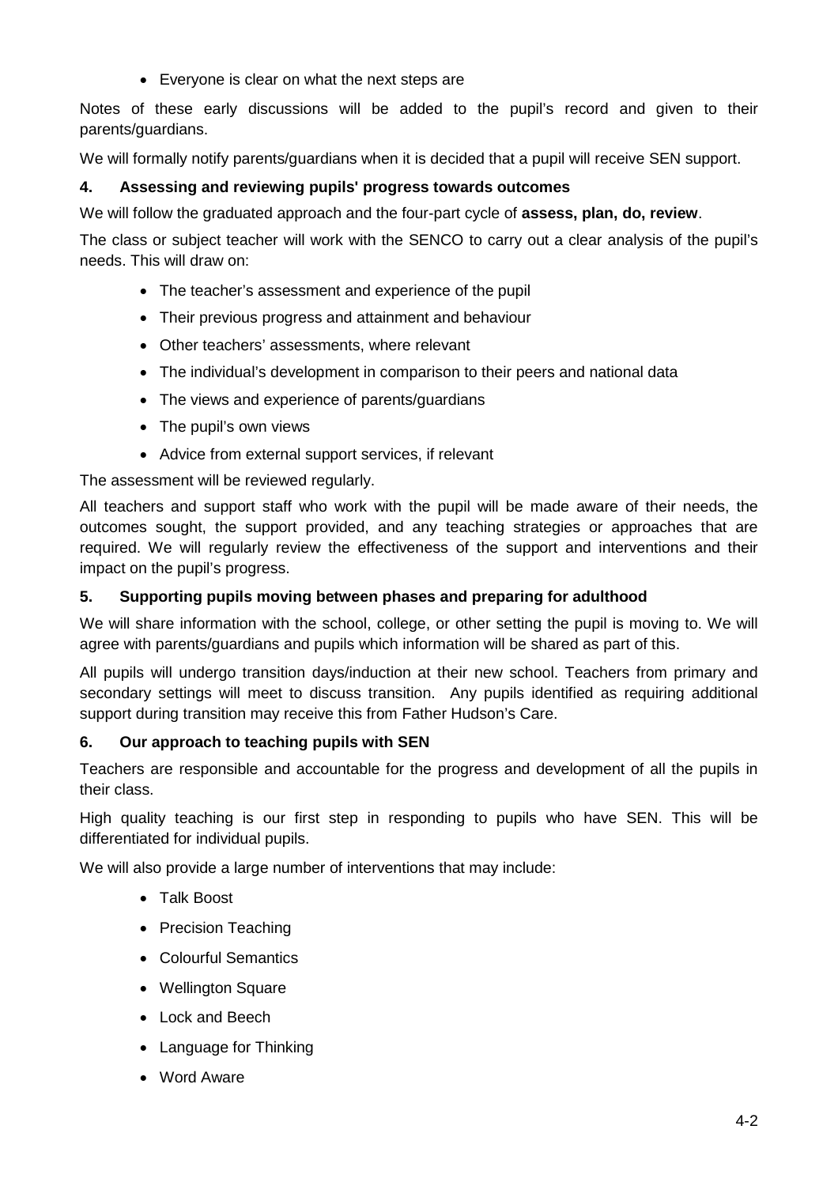- Everyone is clear on what the next steps are

Notes of these early discussions will be added to the pupil's record and given to their parents/guardians.

We will formally notify parents/guardians when it is decided that a pupil will receive SEN support.

### 4. Assessing and reviewing pupils' progress towards outcomes

We will follow the graduated approach and the four-part cycle of **assess, plan, do, review**.

The class or subject teacher will work with the SENCO to carry out a clear analysis of the pupil's needs. This will draw on:

- The teacher's assessment and experience of the pupil
- Their previous progress and attainment and behaviour
- Other teachers' assessments, where relevant
- The individual's development in comparison to their peers and national data
- The views and experience of parents/guardians
- The pupil's own views
- Advice from external support services, if relevant

The assessment will be reviewed regularly.

All teachers and support staff who work with the pupil will be made aware of their needs, the outcomes sought, the support provided, and any teaching strategies or approaches that are required. We will regularly review the effectiveness of the support and interventions and their impact on the pupil's progress.

### 5. Supporting pupils moving between phases and preparing for adulthood

We will share information with the school, college, or other setting the pupil is moving to. We will agree with parents/guardians and pupils which information will be shared as part of this.

All pupils will undergo transition days/induction at their new school. Teachers from primary and secondary settings will meet to discuss transition. Any pupils identified as requiring additional support during transition may receive this from Father Hudson's Care.

### 6. Our approach to teaching pupils with SEN

Teachers are responsible and accountable for the progress and development of all the pupils in their class.

High quality teaching is our first step in responding to pupils who have SEN. This will be differentiated for individual pupils.

We will also provide a large number of interventions that may include:

- Talk Boost
- Precision Teaching
- Colourful Semantics
- Wellington Square
- Lock and Beech
- Language for Thinking
- Word Aware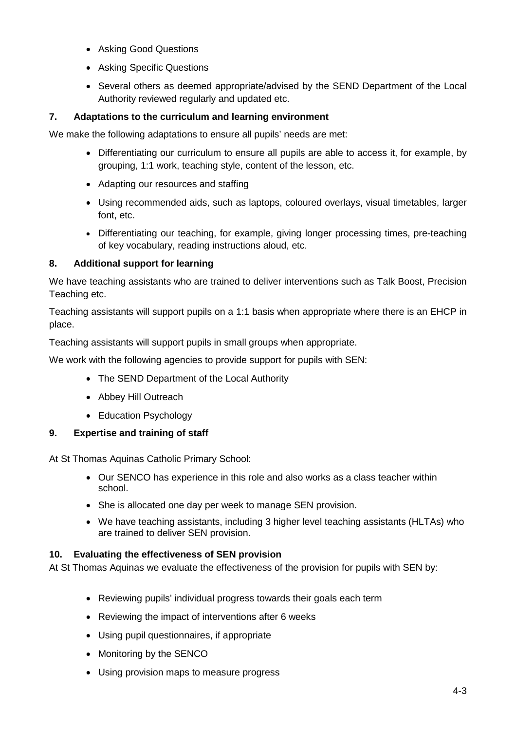- Asking Good Questions
- Asking Specific Questions
- Several others as deemed appropriate/advised by the SEND Department of the Local Authority reviewed regularly and updated etc.

### 7. Adaptations to the curriculum and learning environment

We make the following adaptations to ensure all pupils' needs are met:

- Differentiating our curriculum to ensure all pupils are able to access it, for example, by grouping, 1:1 work, teaching style, content of the lesson, etc.
- Adapting our resources and staffing
- Using recommended aids, such as laptops, coloured overlays, visual timetables, larger font, etc.
- Differentiating our teaching, for example, giving longer processing times, pre-teaching of key vocabulary, reading instructions aloud, etc.

### 8. Additional support for learning

We have teaching assistants who are trained to deliver interventions such as Talk Boost, Precision Teaching etc.

Teaching assistants will support pupils on a 1:1 basis when appropriate where there is an EHCP in place.

Teaching assistants will support pupils in small groups when appropriate.

We work with the following agencies to provide support for pupils with SEN:

- The SEND Department of the Local Authority
- Abbey Hill Outreach
- Education Psychology

### 9. Expertise and training of staff

At St Thomas Aquinas Catholic Primary School:

- Our SENCO has experience in this role and also works as a class teacher within school.
- She is allocated one day per week to manage SEN provision.
- We have teaching assistants, including 3 higher level teaching assistants (HLTAs) who are trained to deliver SEN provision.

### 10. Evaluating the effectiveness of SEN provision

At St Thomas Aquinas we evaluate the effectiveness of the provision for pupils with SEN by:

- Reviewing pupils' individual progress towards their goals each term
- Reviewing the impact of interventions after 6 weeks
- Using pupil questionnaires, if appropriate
- Monitoring by the SENCO
- Using provision maps to measure progress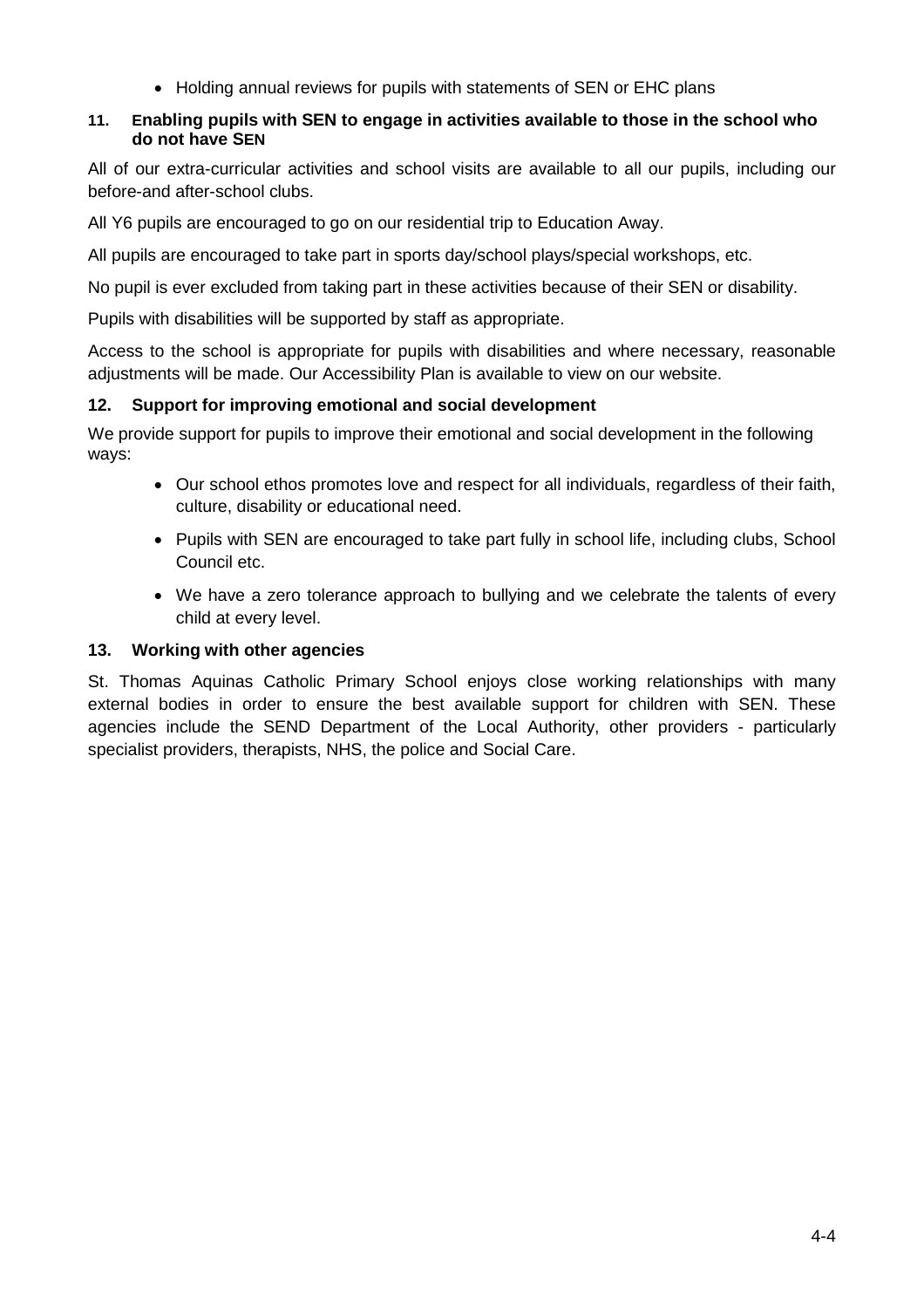- Holding annual reviews for pupils with statements of SEN or EHC plans

### 11. Enabling pupils with SEN to engage in activities available to those in the school who do not have SEN

All of our extra-curricular activities and school visits are available to all our pupils, including our before-and after-school clubs.

All Y6 pupils are encouraged to go on our residential trip to Education Away.

All pupils are encouraged to take part in sports day/school plays/special workshops, etc.

No pupil is ever excluded from taking part in these activities because of their SEN or disability.

Pupils with disabilities will be supported by staff as appropriate.

Access to the school is appropriate for pupils with disabilities and where necessary, reasonable adjustments will be made. Our Accessibility Plan is available to view on our website.

### 12. Support for improving emotional and social development

We provide support for pupils to improve their emotional and social development in the following ways:

- Our school ethos promotes love and respect for all individuals, regardless of their faith, culture, disability or educational need.
- Pupils with SEN are encouraged to take part fully in school life, including clubs, School Council etc.
- We have a zero tolerance approach to bullying and we celebrate the talents of every child at every level.

### 13. Working with other agencies

St. Thomas Aquinas Catholic Primary School enjoys close working relationships with many external bodies in order to ensure the best available support for children with SEN. These agencies include the SEND Department of the Local Authority, other providers - particularly specialist providers, therapists, NHS, the police and Social Care.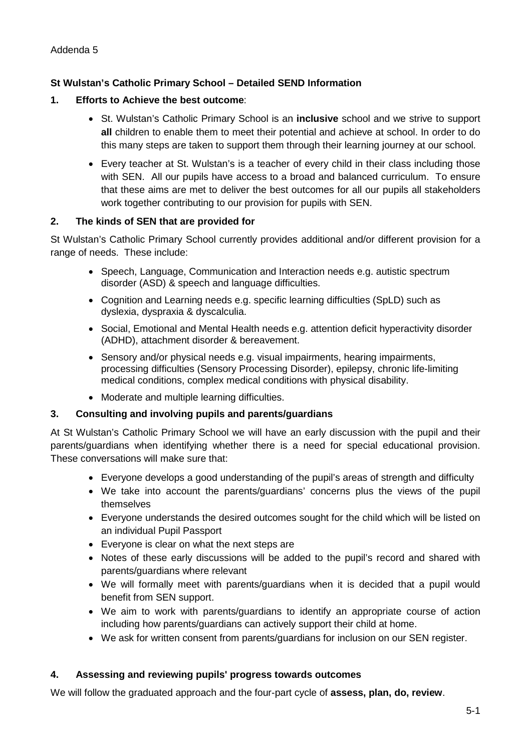Addenda 5

**St Wulstan's Catholic Primary School – Detailed SEND Information**

**1. Efforts to Achieve the best outcome**:

- St. Wulstan's Catholic Primary School is an **inclusive** school and we strive to support **all** children to enable them to meet their potential and achieve at school. In order to do this many steps are taken to support them through their learning journey at our school.
- Every teacher at St. Wulstan's is a teacher of every child in their class including those with SEN. All our pupils have access to a broad and balanced curriculum. To ensure that these aims are met to deliver the best outcomes for all our pupils all stakeholders work together contributing to our provision for pupils with SEN.

**2. The kinds of SEN that are provided for**

St Wulstan's Catholic Primary School currently provides additional and/or different provision for a range of needs. These include:

- Speech, Language, Communication and Interaction needs e.g. autistic spectrum disorder (ASD) & speech and language difficulties.
- Cognition and Learning needs e.g. specific learning difficulties (SpLD) such as dyslexia, dyspraxia & dyscalculia.
- Social, Emotional and Mental Health needs e.g. attention deficit hyperactivity disorder (ADHD), attachment disorder & bereavement.
- Sensory and/or physical needs e.g. visual impairments, hearing impairments, processing difficulties (Sensory Processing Disorder), epilepsy, chronic life-limiting medical conditions, complex medical conditions with physical disability.
- Moderate and multiple learning difficulties.

**3. Consulting and involving pupils and parents/guardians**

At St Wulstan's Catholic Primary School we will have an early discussion with the pupil and their parents/guardians when identifying whether there is a need for special educational provision. These conversations will make sure that:

- Everyone develops a good understanding of the pupil's areas of strength and difficulty
- We take into account the parents/guardians' concerns plus the views of the pupil themselves
- Everyone understands the desired outcomes sought for the child which will be listed on an individual Pupil Passport
- Everyone is clear on what the next steps are
- Notes of these early discussions will be added to the pupil's record and shared with parents/guardians where relevant
- We will formally meet with parents/guardians when it is decided that a pupil would benefit from SEN support.
- We aim to work with parents/guardians to identify an appropriate course of action including how parents/guardians can actively support their child at home.
- We ask for written consent from parents/guardians for inclusion on our SEN register.

**4. Assessing and reviewing pupils' progress towards outcomes**

We will follow the graduated approach and the four-part cycle of **assess, plan, do, review**.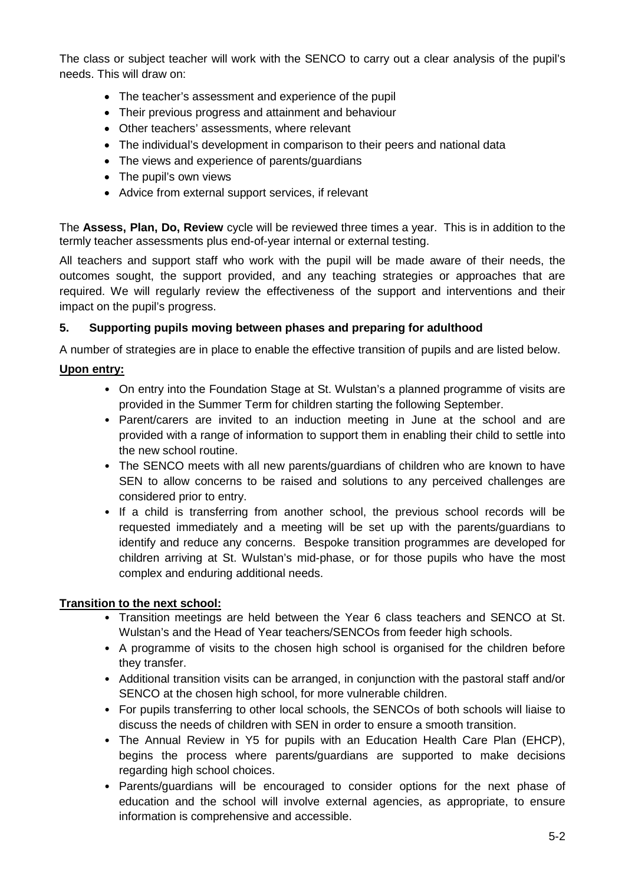The class or subject teacher will work with the SENCO to carry out a clear analysis of the pupil's needs. This will draw on:

- The teacher's assessment and experience of the pupil
- Their previous progress and attainment and behaviour
- Other teachers' assessments, where relevant
- The individual's development in comparison to their peers and national data
- The views and experience of parents/guardians
- The pupil's own views
- Advice from external support services, if relevant

The **Assess, Plan, Do, Review** cycle will be reviewed three times a year. This is in addition to the termly teacher assessments plus end-of-year internal or external testing.

All teachers and support staff who work with the pupil will be made aware of their needs, the outcomes sought, the support provided, and any teaching strategies or approaches that are required. We will regularly review the effectiveness of the support and interventions and their impact on the pupil's progress.

## 5. Supporting pupils moving between phases and preparing for adulthood

A number of strategies are in place to enable the effective transition of pupils and are listed below.

**Upon entry:**

- On entry into the Foundation Stage at St. Wulstan's a planned programme of visits are provided in the Summer Term for children starting the following September.
- Parent/carers are invited to an induction meeting in June at the school and are provided with a range of information to support them in enabling their child to settle into the new school routine.
- The SENCO meets with all new parents/guardians of children who are known to have SEN to allow concerns to be raised and solutions to any perceived challenges are considered prior to entry.
- If a child is transferring from another school, the previous school records will be requested immediately and a meeting will be set up with the parents/guardians to identify and reduce any concerns. Bespoke transition programmes are developed for children arriving at St. Wulstan's mid-phase, or for those pupils who have the most complex and enduring additional needs.

**Transition to the next school:**

- Transition meetings are held between the Year 6 class teachers and SENCO at St. Wulstan's and the Head of Year teachers/SENCOs from feeder high schools.
- A programme of visits to the chosen high school is organised for the children before they transfer.
- Additional transition visits can be arranged, in conjunction with the pastoral staff and/or SENCO at the chosen high school, for more vulnerable children.
- For pupils transferring to other local schools, the SENCOs of both schools will liaise to discuss the needs of children with SEN in order to ensure a smooth transition.
- The Annual Review in Y5 for pupils with an Education Health Care Plan (EHCP), begins the process where parents/guardians are supported to make decisions regarding high school choices.
- Parents/guardians will be encouraged to consider options for the next phase of education and the school will involve external agencies, as appropriate, to ensure information is comprehensive and accessible.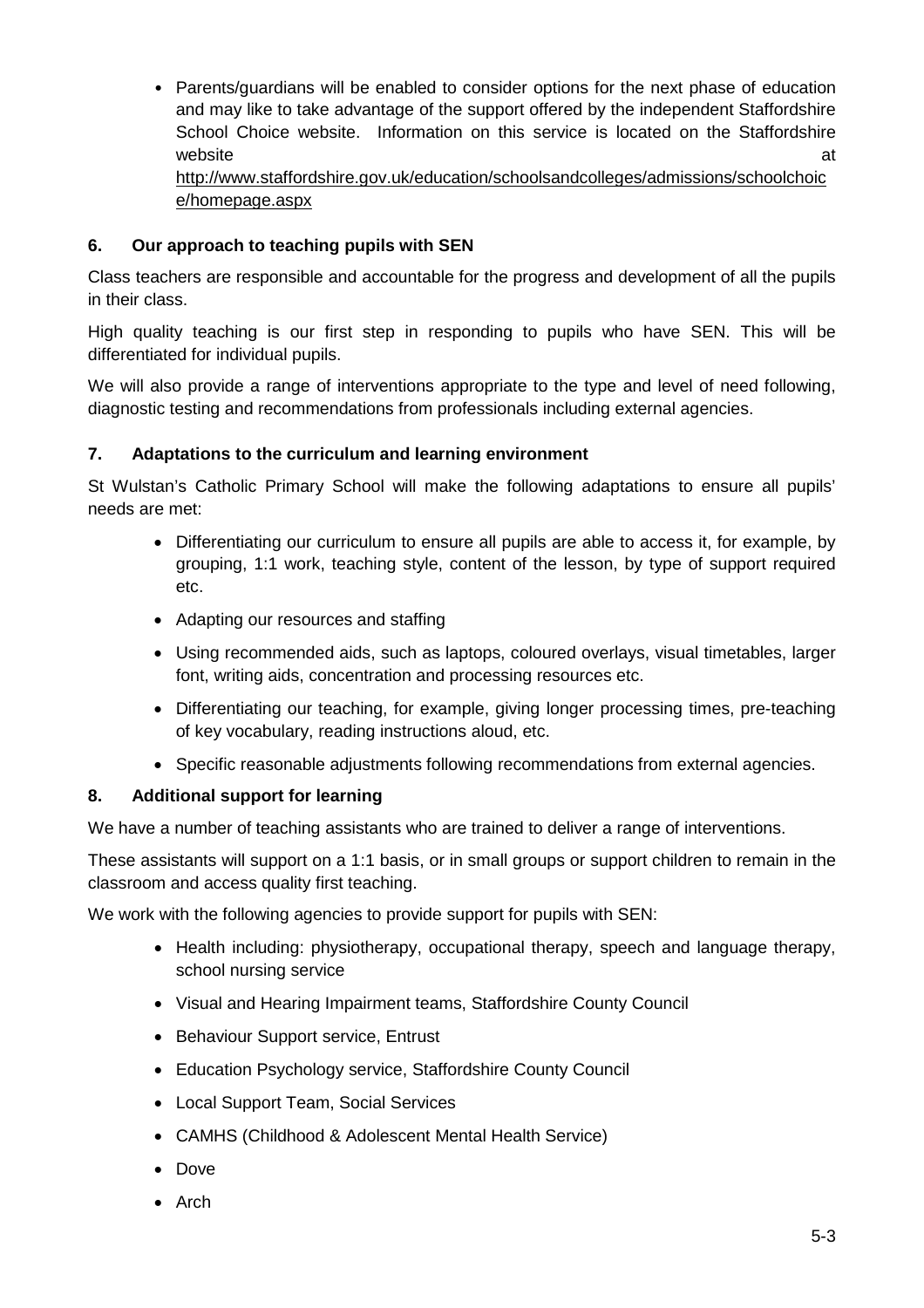- Parents/guardians will be enabled to consider options for the next phase of education and may like to take advantage of the support offered by the independent Staffordshire School Choice website. Information on this service is located on the Staffordshire website at http://www.staffordshire.gov.uk/education/schoolsandcolleges/admissions/schoolchoice/homepage.aspx

## 6. Our approach to teaching pupils with SEN

Class teachers are responsible and accountable for the progress and development of all the pupils in their class.

High quality teaching is our first step in responding to pupils who have SEN. This will be differentiated for individual pupils.

We will also provide a range of interventions appropriate to the type and level of need following, diagnostic testing and recommendations from professionals including external agencies.

## 7. Adaptations to the curriculum and learning environment

St Wulstan's Catholic Primary School will make the following adaptations to ensure all pupils' needs are met:

- Differentiating our curriculum to ensure all pupils are able to access it, for example, by grouping, 1:1 work, teaching style, content of the lesson, by type of support required etc.
- Adapting our resources and staffing
- Using recommended aids, such as laptops, coloured overlays, visual timetables, larger font, writing aids, concentration and processing resources etc.
- Differentiating our teaching, for example, giving longer processing times, pre-teaching of key vocabulary, reading instructions aloud, etc.
- Specific reasonable adjustments following recommendations from external agencies.

## 8. Additional support for learning

We have a number of teaching assistants who are trained to deliver a range of interventions.

These assistants will support on a 1:1 basis, or in small groups or support children to remain in the classroom and access quality first teaching.

We work with the following agencies to provide support for pupils with SEN:

- Health including: physiotherapy, occupational therapy, speech and language therapy, school nursing service
- Visual and Hearing Impairment teams, Staffordshire County Council
- Behaviour Support service, Entrust
- Education Psychology service, Staffordshire County Council
- Local Support Team, Social Services
- CAMHS (Childhood & Adolescent Mental Health Service)
- Dove
- Arch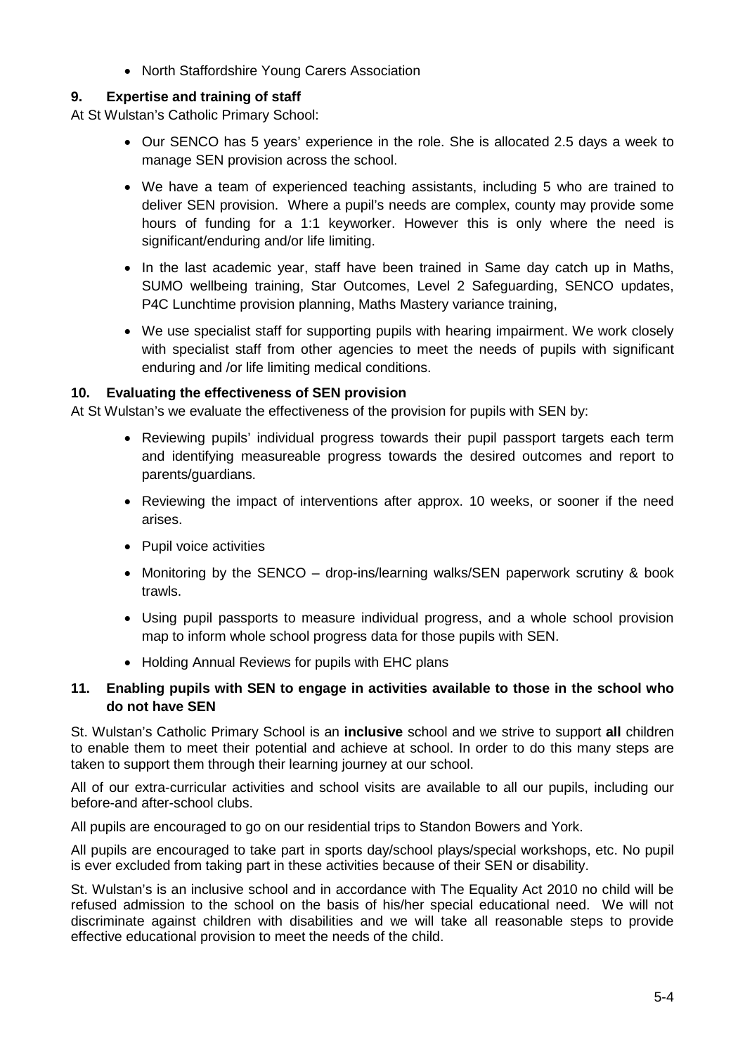- North Staffordshire Young Carers Association

## 9. Expertise and training of staff

At St Wulstan's Catholic Primary School:

- Our SENCO has 5 years' experience in the role. She is allocated 2.5 days a week to manage SEN provision across the school.
- We have a team of experienced teaching assistants, including 5 who are trained to deliver SEN provision. Where a pupil's needs are complex, county may provide some hours of funding for a 1:1 keyworker. However this is only where the need is significant/enduring and/or life limiting.
- In the last academic year, staff have been trained in Same day catch up in Maths, SUMO wellbeing training, Star Outcomes, Level 2 Safeguarding, SENCO updates, P4C Lunchtime provision planning, Maths Mastery variance training,
- We use specialist staff for supporting pupils with hearing impairment. We work closely with specialist staff from other agencies to meet the needs of pupils with significant enduring and /or life limiting medical conditions.

## 10. Evaluating the effectiveness of SEN provision

At St Wulstan's we evaluate the effectiveness of the provision for pupils with SEN by:

- Reviewing pupils' individual progress towards their pupil passport targets each term and identifying measureable progress towards the desired outcomes and report to parents/guardians.
- Reviewing the impact of interventions after approx. 10 weeks, or sooner if the need arises.
- Pupil voice activities
- Monitoring by the SENCO – drop-ins/learning walks/SEN paperwork scrutiny & book trawls.
- Using pupil passports to measure individual progress, and a whole school provision map to inform whole school progress data for those pupils with SEN.
- Holding Annual Reviews for pupils with EHC plans

## 11. Enabling pupils with SEN to engage in activities available to those in the school who do not have SEN

St. Wulstan's Catholic Primary School is an **inclusive** school and we strive to support **all** children to enable them to meet their potential and achieve at school. In order to do this many steps are taken to support them through their learning journey at our school.

All of our extra-curricular activities and school visits are available to all our pupils, including our before-and after-school clubs.

All pupils are encouraged to go on our residential trips to Standon Bowers and York.

All pupils are encouraged to take part in sports day/school plays/special workshops, etc. No pupil is ever excluded from taking part in these activities because of their SEN or disability.

St. Wulstan's is an inclusive school and in accordance with The Equality Act 2010 no child will be refused admission to the school on the basis of his/her special educational need. We will not discriminate against children with disabilities and we will take all reasonable steps to provide effective educational provision to meet the needs of the child.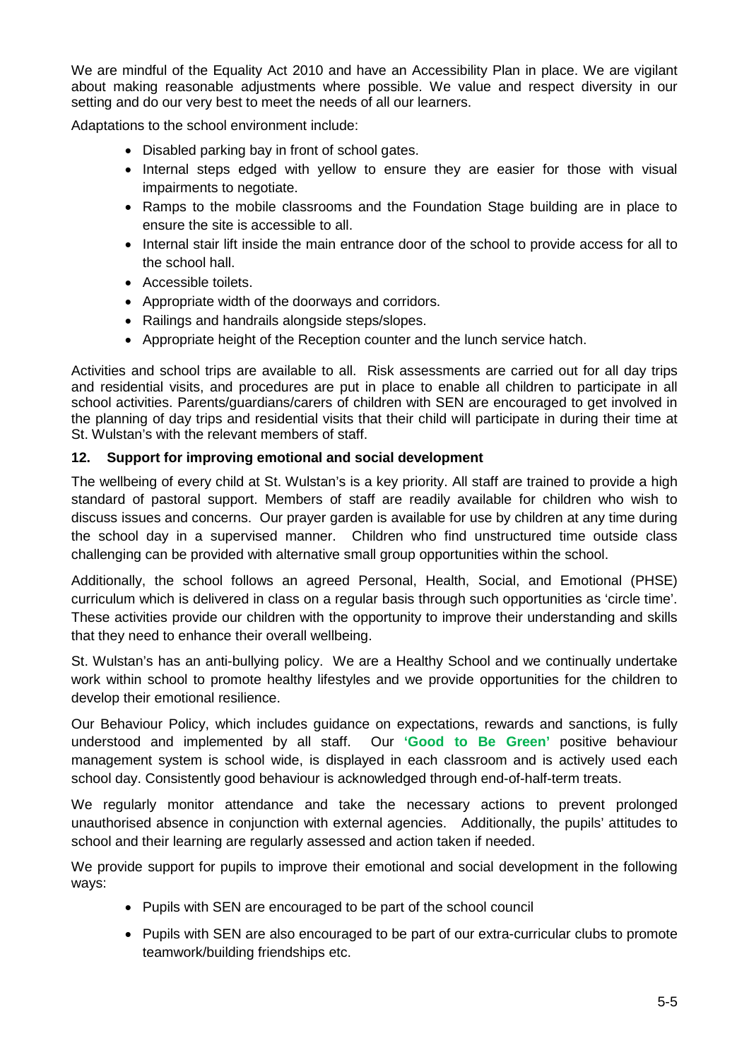We are mindful of the Equality Act 2010 and have an Accessibility Plan in place. We are vigilant about making reasonable adjustments where possible. We value and respect diversity in our setting and do our very best to meet the needs of all our learners.

Adaptations to the school environment include:

- Disabled parking bay in front of school gates.
- Internal steps edged with yellow to ensure they are easier for those with visual impairments to negotiate.
- Ramps to the mobile classrooms and the Foundation Stage building are in place to ensure the site is accessible to all.
- Internal stair lift inside the main entrance door of the school to provide access for all to the school hall.
- Accessible toilets.
- Appropriate width of the doorways and corridors.
- Railings and handrails alongside steps/slopes.
- Appropriate height of the Reception counter and the lunch service hatch.

Activities and school trips are available to all. Risk assessments are carried out for all day trips and residential visits, and procedures are put in place to enable all children to participate in all school activities. Parents/guardians/carers of children with SEN are encouraged to get involved in the planning of day trips and residential visits that their child will participate in during their time at St. Wulstan's with the relevant members of staff.

## 12. Support for improving emotional and social development

The wellbeing of every child at St. Wulstan's is a key priority. All staff are trained to provide a high standard of pastoral support. Members of staff are readily available for children who wish to discuss issues and concerns. Our prayer garden is available for use by children at any time during the school day in a supervised manner. Children who find unstructured time outside class challenging can be provided with alternative small group opportunities within the school.

Additionally, the school follows an agreed Personal, Health, Social, and Emotional (PHSE) curriculum which is delivered in class on a regular basis through such opportunities as 'circle time'. These activities provide our children with the opportunity to improve their understanding and skills that they need to enhance their overall wellbeing.

St. Wulstan's has an anti-bullying policy. We are a Healthy School and we continually undertake work within school to promote healthy lifestyles and we provide opportunities for the children to develop their emotional resilience.

Our Behaviour Policy, which includes guidance on expectations, rewards and sanctions, is fully understood and implemented by all staff. Our **'Good to Be Green'** positive behaviour management system is school wide, is displayed in each classroom and is actively used each school day. Consistently good behaviour is acknowledged through end-of-half-term treats.

We regularly monitor attendance and take the necessary actions to prevent prolonged unauthorised absence in conjunction with external agencies. Additionally, the pupils' attitudes to school and their learning are regularly assessed and action taken if needed.

We provide support for pupils to improve their emotional and social development in the following ways:

- Pupils with SEN are encouraged to be part of the school council
- Pupils with SEN are also encouraged to be part of our extra-curricular clubs to promote teamwork/building friendships etc.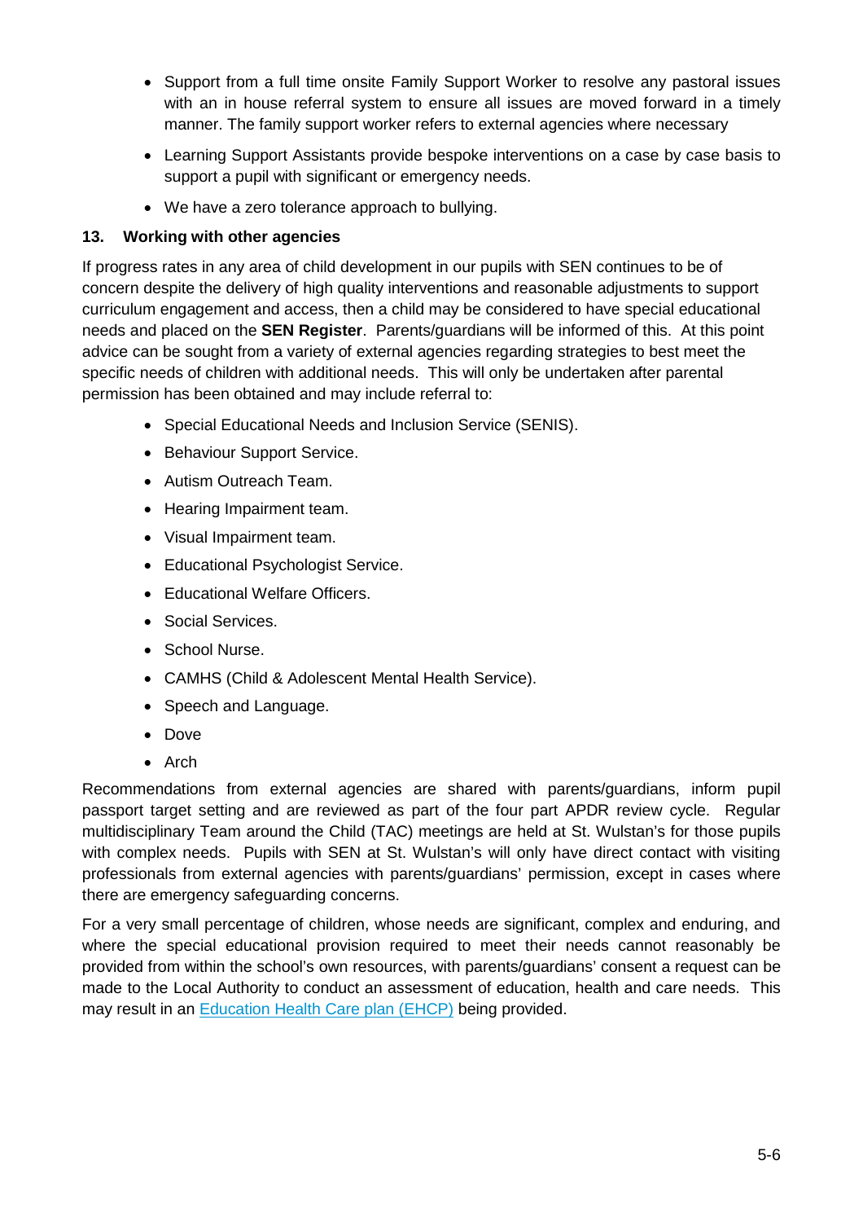- Support from a full time onsite Family Support Worker to resolve any pastoral issues with an in house referral system to ensure all issues are moved forward in a timely manner. The family support worker refers to external agencies where necessary
- Learning Support Assistants provide bespoke interventions on a case by case basis to support a pupil with significant or emergency needs.
- We have a zero tolerance approach to bullying.

## 13. Working with other agencies

If progress rates in any area of child development in our pupils with SEN continues to be of concern despite the delivery of high quality interventions and reasonable adjustments to support curriculum engagement and access, then a child may be considered to have special educational needs and placed on the **SEN Register**. Parents/guardians will be informed of this. At this point advice can be sought from a variety of external agencies regarding strategies to best meet the specific needs of children with additional needs. This will only be undertaken after parental permission has been obtained and may include referral to:

- Special Educational Needs and Inclusion Service (SENIS).
- Behaviour Support Service.
- Autism Outreach Team.
- Hearing Impairment team.
- Visual Impairment team.
- Educational Psychologist Service.
- Educational Welfare Officers.
- Social Services.
- School Nurse.
- CAMHS (Child & Adolescent Mental Health Service).
- Speech and Language.
- Dove
- Arch

Recommendations from external agencies are shared with parents/guardians, inform pupil passport target setting and are reviewed as part of the four part APDR review cycle. Regular multidisciplinary Team around the Child (TAC) meetings are held at St. Wulstan's for those pupils with complex needs. Pupils with SEN at St. Wulstan's will only have direct contact with visiting professionals from external agencies with parents/guardians' permission, except in cases where there are emergency safeguarding concerns.

For a very small percentage of children, whose needs are significant, complex and enduring, and where the special educational provision required to meet their needs cannot reasonably be provided from within the school's own resources, with parents/guardians' consent a request can be made to the Local Authority to conduct an assessment of education, health and care needs. This may result in an Education Health Care plan (EHCP) being provided.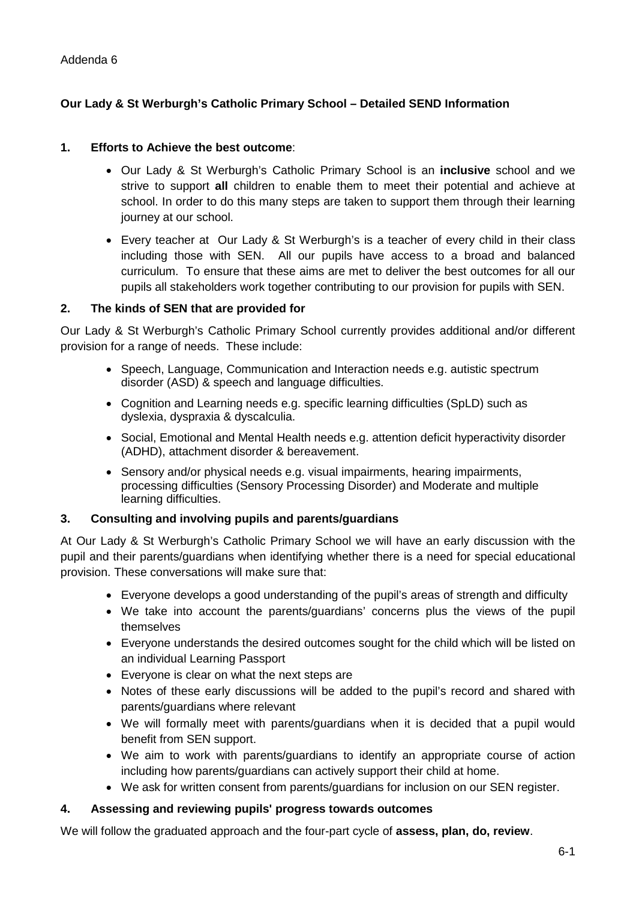Addenda 6

**Our Lady & St Werburgh's Catholic Primary School – Detailed SEND Information**

**1. Efforts to Achieve the best outcome**:

- Our Lady & St Werburgh's Catholic Primary School is an **inclusive** school and we strive to support **all** children to enable them to meet their potential and achieve at school. In order to do this many steps are taken to support them through their learning journey at our school.
- Every teacher at Our Lady & St Werburgh's is a teacher of every child in their class including those with SEN. All our pupils have access to a broad and balanced curriculum. To ensure that these aims are met to deliver the best outcomes for all our pupils all stakeholders work together contributing to our provision for pupils with SEN.

**2. The kinds of SEN that are provided for**

Our Lady & St Werburgh's Catholic Primary School currently provides additional and/or different provision for a range of needs. These include:

- Speech, Language, Communication and Interaction needs e.g. autistic spectrum disorder (ASD) & speech and language difficulties.
- Cognition and Learning needs e.g. specific learning difficulties (SpLD) such as dyslexia, dyspraxia & dyscalculia.
- Social, Emotional and Mental Health needs e.g. attention deficit hyperactivity disorder (ADHD), attachment disorder & bereavement.
- Sensory and/or physical needs e.g. visual impairments, hearing impairments, processing difficulties (Sensory Processing Disorder) and Moderate and multiple learning difficulties.

**3. Consulting and involving pupils and parents/guardians**

At Our Lady & St Werburgh's Catholic Primary School we will have an early discussion with the pupil and their parents/guardians when identifying whether there is a need for special educational provision. These conversations will make sure that:

- Everyone develops a good understanding of the pupil's areas of strength and difficulty
- We take into account the parents/guardians' concerns plus the views of the pupil themselves
- Everyone understands the desired outcomes sought for the child which will be listed on an individual Learning Passport
- Everyone is clear on what the next steps are
- Notes of these early discussions will be added to the pupil's record and shared with parents/guardians where relevant
- We will formally meet with parents/guardians when it is decided that a pupil would benefit from SEN support.
- We aim to work with parents/guardians to identify an appropriate course of action including how parents/guardians can actively support their child at home.
- We ask for written consent from parents/guardians for inclusion on our SEN register.

**4. Assessing and reviewing pupils' progress towards outcomes**

We will follow the graduated approach and the four-part cycle of **assess, plan, do, review**.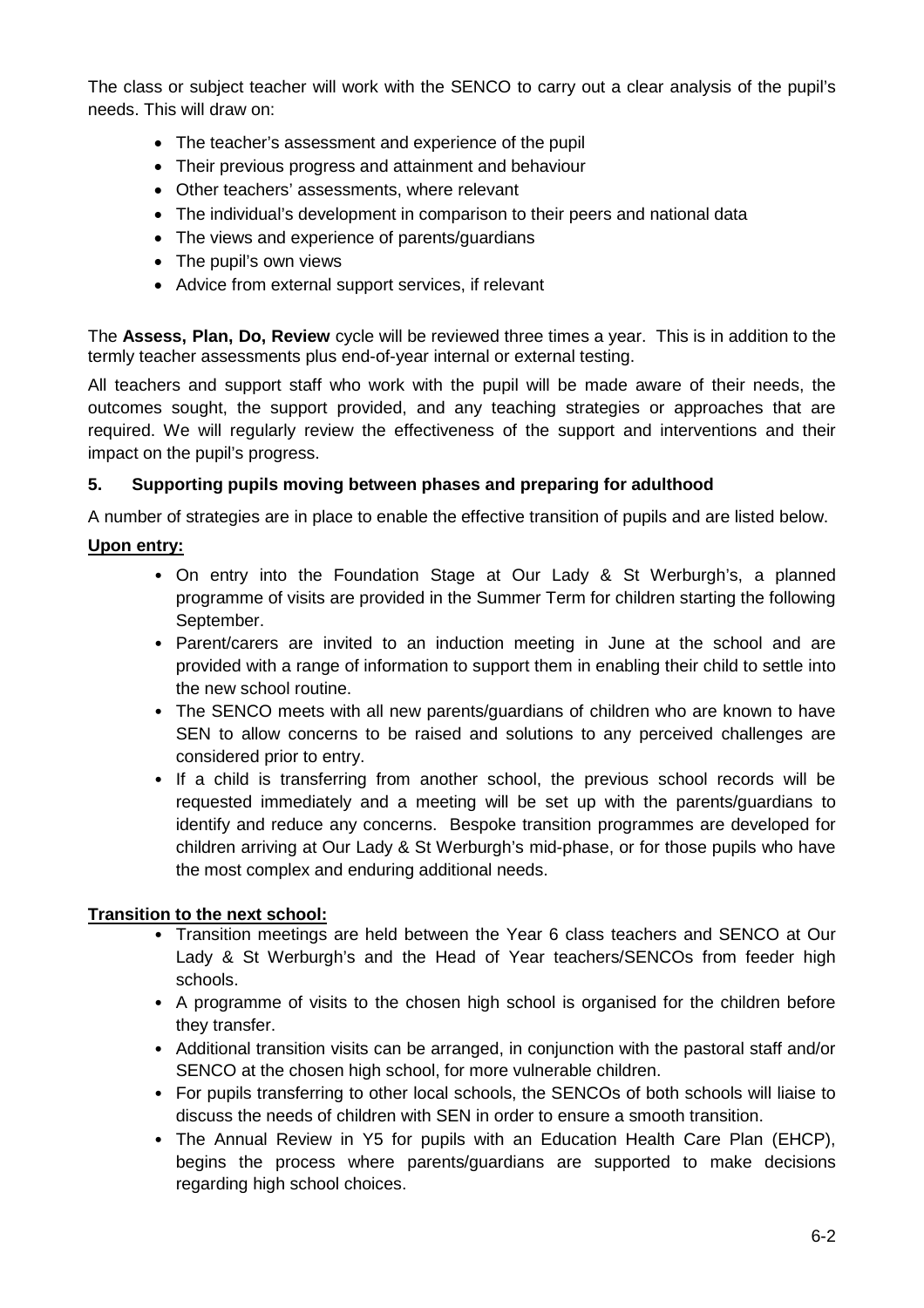The class or subject teacher will work with the SENCO to carry out a clear analysis of the pupil's needs. This will draw on:

- The teacher's assessment and experience of the pupil
- Their previous progress and attainment and behaviour
- Other teachers' assessments, where relevant
- The individual's development in comparison to their peers and national data
- The views and experience of parents/guardians
- The pupil's own views
- Advice from external support services, if relevant

The **Assess, Plan, Do, Review** cycle will be reviewed three times a year. This is in addition to the termly teacher assessments plus end-of-year internal or external testing.

All teachers and support staff who work with the pupil will be made aware of their needs, the outcomes sought, the support provided, and any teaching strategies or approaches that are required. We will regularly review the effectiveness of the support and interventions and their impact on the pupil's progress.

### 5. Supporting pupils moving between phases and preparing for adulthood

A number of strategies are in place to enable the effective transition of pupils and are listed below.

**Upon entry:**

- On entry into the Foundation Stage at Our Lady & St Werburgh's, a planned programme of visits are provided in the Summer Term for children starting the following September.
- Parent/carers are invited to an induction meeting in June at the school and are provided with a range of information to support them in enabling their child to settle into the new school routine.
- The SENCO meets with all new parents/guardians of children who are known to have SEN to allow concerns to be raised and solutions to any perceived challenges are considered prior to entry.
- If a child is transferring from another school, the previous school records will be requested immediately and a meeting will be set up with the parents/guardians to identify and reduce any concerns. Bespoke transition programmes are developed for children arriving at Our Lady & St Werburgh's mid-phase, or for those pupils who have the most complex and enduring additional needs.

**Transition to the next school:**

- Transition meetings are held between the Year 6 class teachers and SENCO at Our Lady & St Werburgh's and the Head of Year teachers/SENCOs from feeder high schools.
- A programme of visits to the chosen high school is organised for the children before they transfer.
- Additional transition visits can be arranged, in conjunction with the pastoral staff and/or SENCO at the chosen high school, for more vulnerable children.
- For pupils transferring to other local schools, the SENCOs of both schools will liaise to discuss the needs of children with SEN in order to ensure a smooth transition.
- The Annual Review in Y5 for pupils with an Education Health Care Plan (EHCP), begins the process where parents/guardians are supported to make decisions regarding high school choices.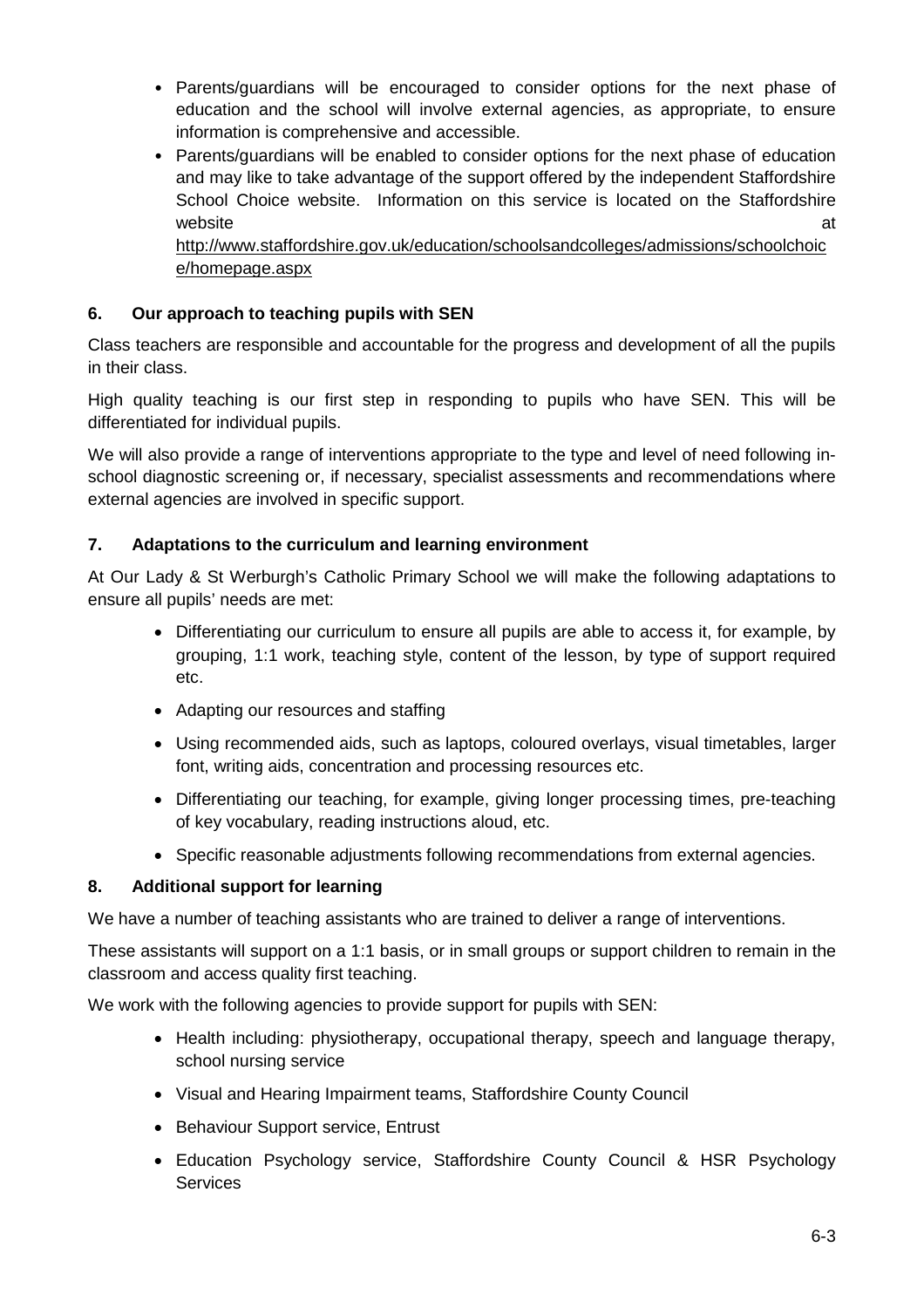- Parents/guardians will be encouraged to consider options for the next phase of education and the school will involve external agencies, as appropriate, to ensure information is comprehensive and accessible.
- Parents/guardians will be enabled to consider options for the next phase of education and may like to take advantage of the support offered by the independent Staffordshire School Choice website. Information on this service is located on the Staffordshire website at http://www.staffordshire.gov.uk/education/schoolsandcolleges/admissions/schoolchoice/homepage.aspx

## 6. Our approach to teaching pupils with SEN

Class teachers are responsible and accountable for the progress and development of all the pupils in their class.

High quality teaching is our first step in responding to pupils who have SEN. This will be differentiated for individual pupils.

We will also provide a range of interventions appropriate to the type and level of need following in-school diagnostic screening or, if necessary, specialist assessments and recommendations where external agencies are involved in specific support.

## 7. Adaptations to the curriculum and learning environment

At Our Lady & St Werburgh's Catholic Primary School we will make the following adaptations to ensure all pupils' needs are met:

- Differentiating our curriculum to ensure all pupils are able to access it, for example, by grouping, 1:1 work, teaching style, content of the lesson, by type of support required etc.
- Adapting our resources and staffing
- Using recommended aids, such as laptops, coloured overlays, visual timetables, larger font, writing aids, concentration and processing resources etc.
- Differentiating our teaching, for example, giving longer processing times, pre-teaching of key vocabulary, reading instructions aloud, etc.
- Specific reasonable adjustments following recommendations from external agencies.

## 8. Additional support for learning

We have a number of teaching assistants who are trained to deliver a range of interventions.

These assistants will support on a 1:1 basis, or in small groups or support children to remain in the classroom and access quality first teaching.

We work with the following agencies to provide support for pupils with SEN:

- Health including: physiotherapy, occupational therapy, speech and language therapy, school nursing service
- Visual and Hearing Impairment teams, Staffordshire County Council
- Behaviour Support service, Entrust
- Education Psychology service, Staffordshire County Council & HSR Psychology Services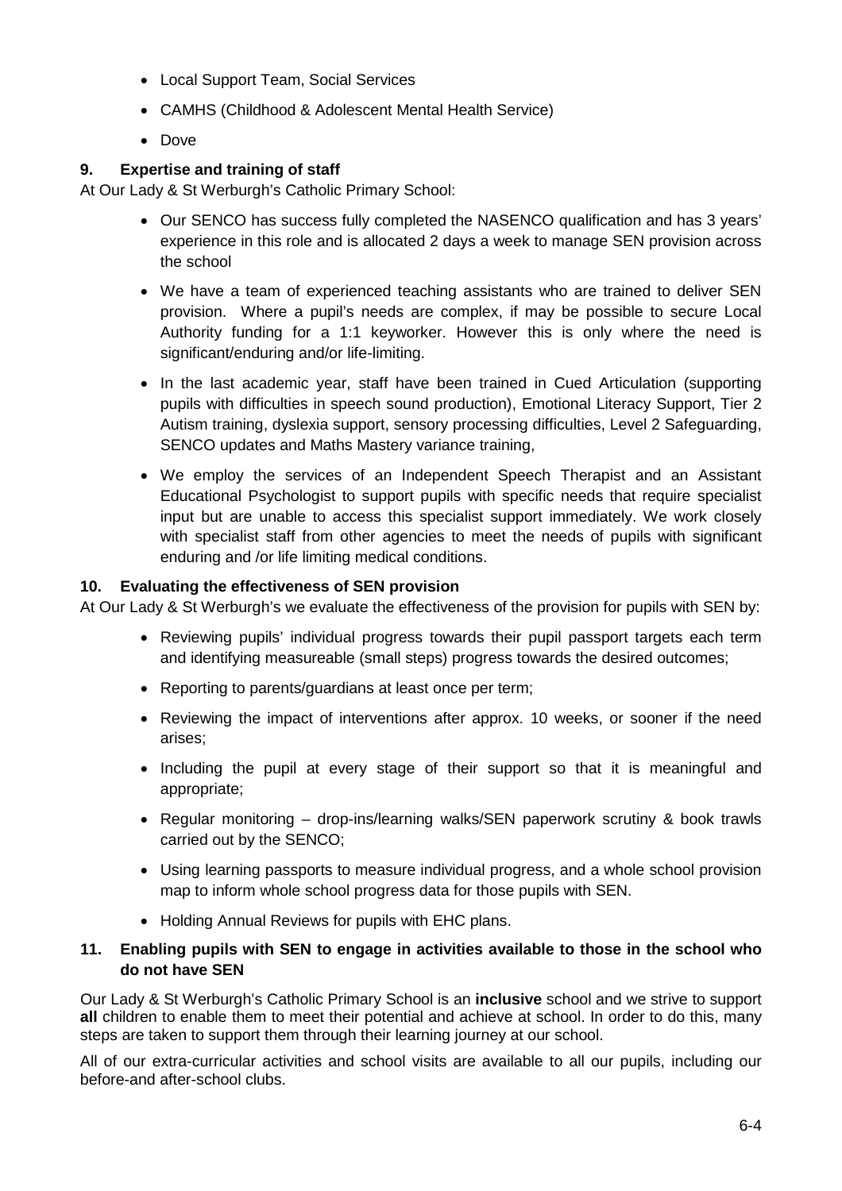- Local Support Team, Social Services
- CAMHS (Childhood & Adolescent Mental Health Service)
- Dove

## 9. Expertise and training of staff

At Our Lady & St Werburgh's Catholic Primary School:

- Our SENCO has success fully completed the NASENCO qualification and has 3 years' experience in this role and is allocated 2 days a week to manage SEN provision across the school
- We have a team of experienced teaching assistants who are trained to deliver SEN provision. Where a pupil's needs are complex, if may be possible to secure Local Authority funding for a 1:1 keyworker. However this is only where the need is significant/enduring and/or life-limiting.
- In the last academic year, staff have been trained in Cued Articulation (supporting pupils with difficulties in speech sound production), Emotional Literacy Support, Tier 2 Autism training, dyslexia support, sensory processing difficulties, Level 2 Safeguarding, SENCO updates and Maths Mastery variance training,
- We employ the services of an Independent Speech Therapist and an Assistant Educational Psychologist to support pupils with specific needs that require specialist input but are unable to access this specialist support immediately. We work closely with specialist staff from other agencies to meet the needs of pupils with significant enduring and /or life limiting medical conditions.

## 10. Evaluating the effectiveness of SEN provision

At Our Lady & St Werburgh's we evaluate the effectiveness of the provision for pupils with SEN by:

- Reviewing pupils' individual progress towards their pupil passport targets each term and identifying measureable (small steps) progress towards the desired outcomes;
- Reporting to parents/guardians at least once per term;
- Reviewing the impact of interventions after approx. 10 weeks, or sooner if the need arises;
- Including the pupil at every stage of their support so that it is meaningful and appropriate;
- Regular monitoring – drop-ins/learning walks/SEN paperwork scrutiny & book trawls carried out by the SENCO;
- Using learning passports to measure individual progress, and a whole school provision map to inform whole school progress data for those pupils with SEN.
- Holding Annual Reviews for pupils with EHC plans.

## 11. Enabling pupils with SEN to engage in activities available to those in the school who do not have SEN

Our Lady & St Werburgh's Catholic Primary School is an **inclusive** school and we strive to support **all** children to enable them to meet their potential and achieve at school. In order to do this, many steps are taken to support them through their learning journey at our school.

All of our extra-curricular activities and school visits are available to all our pupils, including our before-and after-school clubs.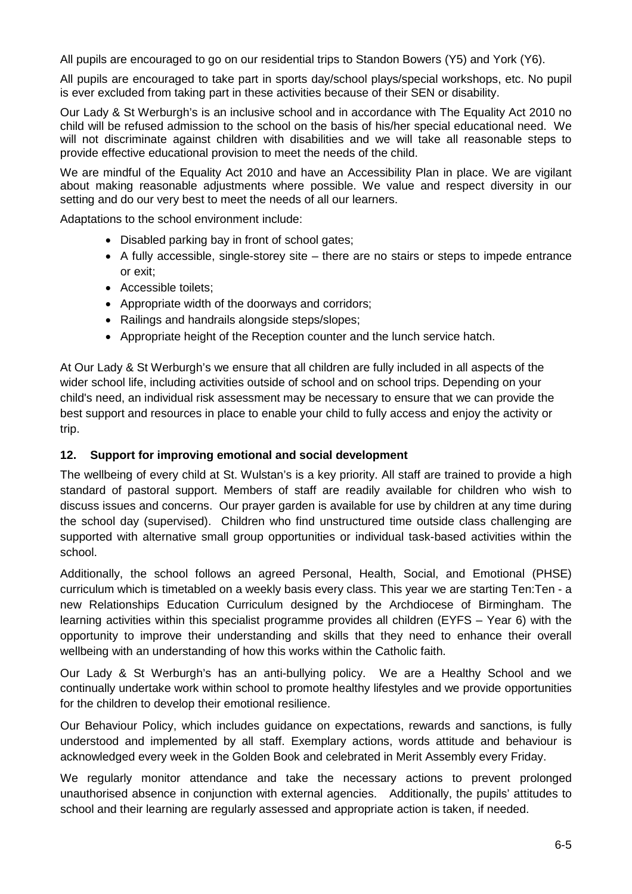All pupils are encouraged to go on our residential trips to Standon Bowers (Y5) and York (Y6).

All pupils are encouraged to take part in sports day/school plays/special workshops, etc. No pupil is ever excluded from taking part in these activities because of their SEN or disability.

Our Lady & St Werburgh's is an inclusive school and in accordance with The Equality Act 2010 no child will be refused admission to the school on the basis of his/her special educational need. We will not discriminate against children with disabilities and we will take all reasonable steps to provide effective educational provision to meet the needs of the child.

We are mindful of the Equality Act 2010 and have an Accessibility Plan in place. We are vigilant about making reasonable adjustments where possible. We value and respect diversity in our setting and do our very best to meet the needs of all our learners.

Adaptations to the school environment include:

- Disabled parking bay in front of school gates;
- A fully accessible, single-storey site – there are no stairs or steps to impede entrance or exit;
- Accessible toilets;
- Appropriate width of the doorways and corridors;
- Railings and handrails alongside steps/slopes;
- Appropriate height of the Reception counter and the lunch service hatch.

At Our Lady & St Werburgh's we ensure that all children are fully included in all aspects of the wider school life, including activities outside of school and on school trips. Depending on your child's need, an individual risk assessment may be necessary to ensure that we can provide the best support and resources in place to enable your child to fully access and enjoy the activity or trip.

### 12. Support for improving emotional and social development

The wellbeing of every child at St. Wulstan's is a key priority. All staff are trained to provide a high standard of pastoral support. Members of staff are readily available for children who wish to discuss issues and concerns. Our prayer garden is available for use by children at any time during the school day (supervised). Children who find unstructured time outside class challenging are supported with alternative small group opportunities or individual task-based activities within the school.

Additionally, the school follows an agreed Personal, Health, Social, and Emotional (PHSE) curriculum which is timetabled on a weekly basis every class. This year we are starting Ten:Ten - a new Relationships Education Curriculum designed by the Archdiocese of Birmingham. The learning activities within this specialist programme provides all children (EYFS – Year 6) with the opportunity to improve their understanding and skills that they need to enhance their overall wellbeing with an understanding of how this works within the Catholic faith.

Our Lady & St Werburgh's has an anti-bullying policy. We are a Healthy School and we continually undertake work within school to promote healthy lifestyles and we provide opportunities for the children to develop their emotional resilience.

Our Behaviour Policy, which includes guidance on expectations, rewards and sanctions, is fully understood and implemented by all staff. Exemplary actions, words attitude and behaviour is acknowledged every week in the Golden Book and celebrated in Merit Assembly every Friday.

We regularly monitor attendance and take the necessary actions to prevent prolonged unauthorised absence in conjunction with external agencies. Additionally, the pupils' attitudes to school and their learning are regularly assessed and appropriate action is taken, if needed.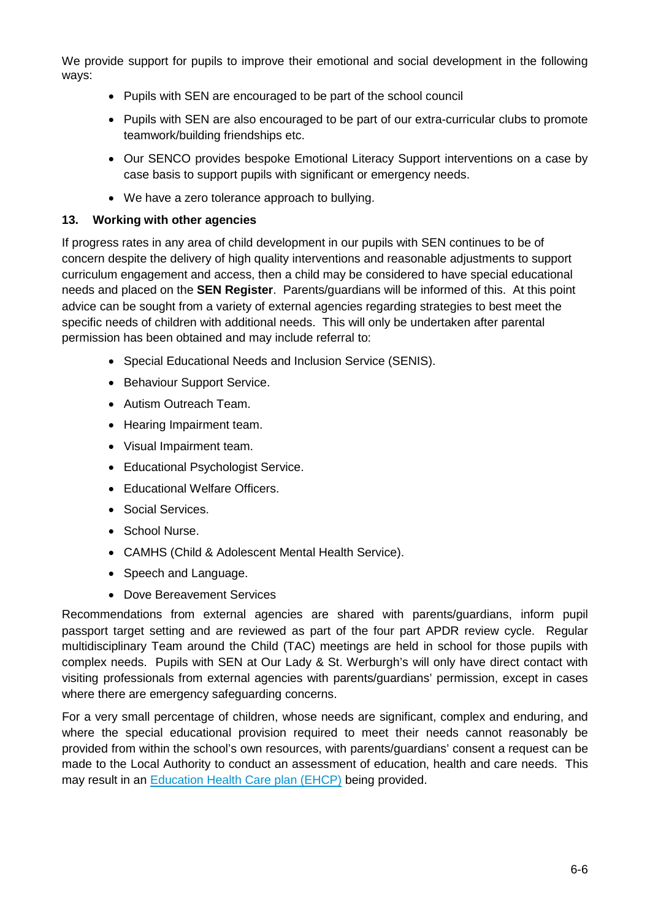We provide support for pupils to improve their emotional and social development in the following ways:

- Pupils with SEN are encouraged to be part of the school council
- Pupils with SEN are also encouraged to be part of our extra-curricular clubs to promote teamwork/building friendships etc.
- Our SENCO provides bespoke Emotional Literacy Support interventions on a case by case basis to support pupils with significant or emergency needs.
- We have a zero tolerance approach to bullying.

### 13. Working with other agencies

If progress rates in any area of child development in our pupils with SEN continues to be of concern despite the delivery of high quality interventions and reasonable adjustments to support curriculum engagement and access, then a child may be considered to have special educational needs and placed on the **SEN Register**. Parents/guardians will be informed of this. At this point advice can be sought from a variety of external agencies regarding strategies to best meet the specific needs of children with additional needs. This will only be undertaken after parental permission has been obtained and may include referral to:

- Special Educational Needs and Inclusion Service (SENIS).
- Behaviour Support Service.
- Autism Outreach Team.
- Hearing Impairment team.
- Visual Impairment team.
- Educational Psychologist Service.
- Educational Welfare Officers.
- Social Services.
- School Nurse.
- CAMHS (Child & Adolescent Mental Health Service).
- Speech and Language.
- Dove Bereavement Services

Recommendations from external agencies are shared with parents/guardians, inform pupil passport target setting and are reviewed as part of the four part APDR review cycle. Regular multidisciplinary Team around the Child (TAC) meetings are held in school for those pupils with complex needs. Pupils with SEN at Our Lady & St. Werburgh's will only have direct contact with visiting professionals from external agencies with parents/guardians' permission, except in cases where there are emergency safeguarding concerns.

For a very small percentage of children, whose needs are significant, complex and enduring, and where the special educational provision required to meet their needs cannot reasonably be provided from within the school's own resources, with parents/guardians' consent a request can be made to the Local Authority to conduct an assessment of education, health and care needs. This may result in an Education Health Care plan (EHCP) being provided.